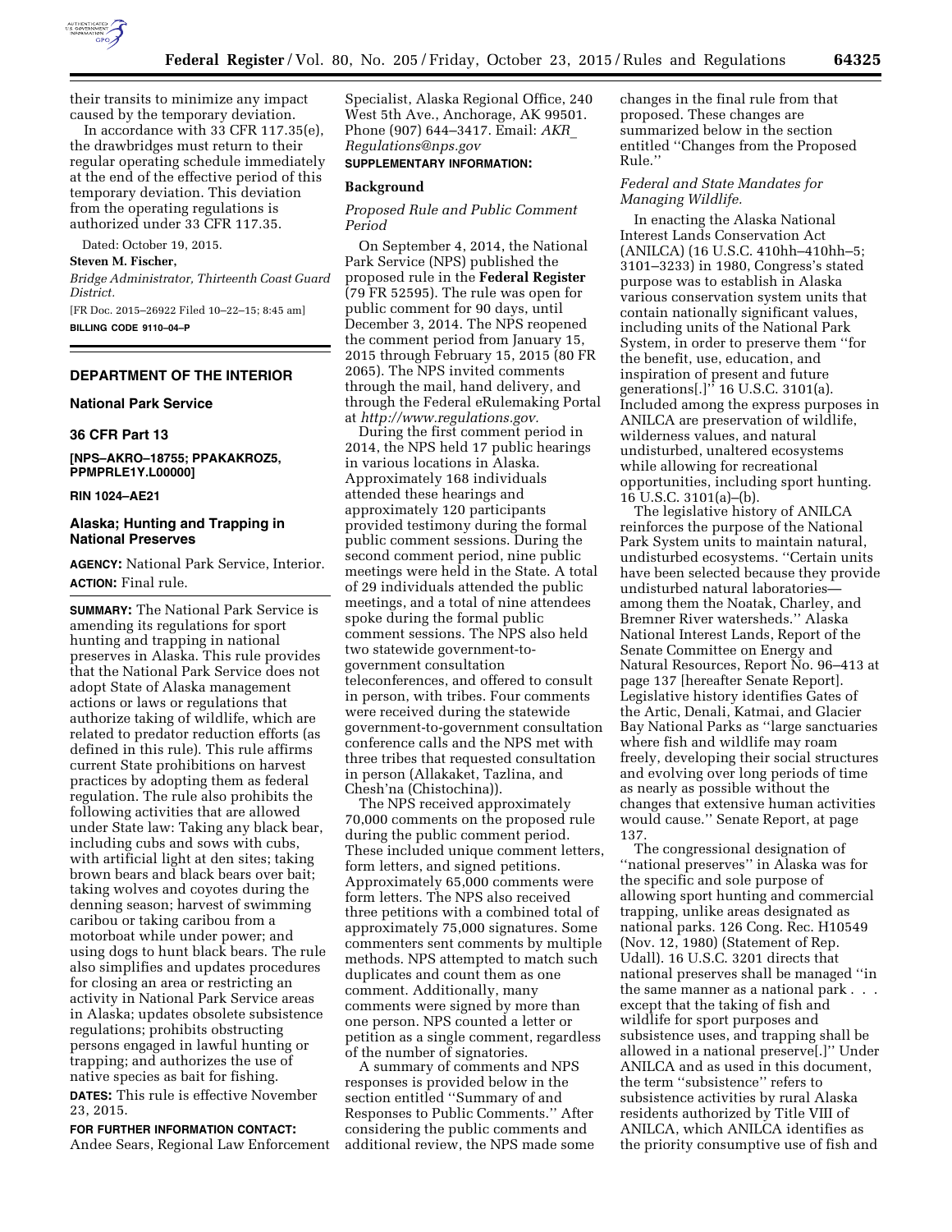their transits to minimize any impact caused by the temporary deviation.

In accordance with 33 CFR 117.35(e), the drawbridges must return to their regular operating schedule immediately at the end of the effective period of this temporary deviation. This deviation from the operating regulations is authorized under 33 CFR 117.35.

Dated: October 19, 2015.

**Steven M. Fischer,**

*Bridge Administrator, Thirteenth Coast Guard District.*

[FR Doc. 2015–26922 Filed 10–22–15; 8:45 am]

**BILLING CODE 9110–04–P**

---

## DEPARTMENT OF THE INTERIOR

### National Park Service

### 36 CFR Part 13

**[NPS–AKRO–18755; PPAKAKROZ5, PPMPRLE1Y.L00000]**

**RIN 1024–AE21**

### Alaska; Hunting and Trapping in National Preserves

**AGENCY:** National Park Service, Interior.

**ACTION:** Final rule.

**SUMMARY:** The National Park Service is amending its regulations for sport hunting and trapping in national preserves in Alaska. This rule provides that the National Park Service does not adopt State of Alaska management actions or laws or regulations that authorize taking of wildlife, which are related to predator reduction efforts (as defined in this rule). This rule affirms current State prohibitions on harvest practices by adopting them as federal regulation. The rule also prohibits the following activities that are allowed under State law: Taking any black bear, including cubs and sows with cubs, with artificial light at den sites; taking brown bears and black bears over bait; taking wolves and coyotes during the denning season; harvest of swimming caribou or taking caribou from a motorboat while under power; and using dogs to hunt black bears. The rule also simplifies and updates procedures for closing an area or restricting an activity in National Park Service areas in Alaska; updates obsolete subsistence regulations; prohibits obstructing persons engaged in lawful hunting or trapping; and authorizes the use of native species as bait for fishing.

**DATES:** This rule is effective November 23, 2015.

**FOR FURTHER INFORMATION CONTACT:** Andee Sears, Regional Law Enforcement Specialist, Alaska Regional Office, 240 West 5th Ave., Anchorage, AK 99501. Phone (907) 644–3417. Email: *AKR_Regulations@nps.gov*

**SUPPLEMENTARY INFORMATION:**

**Background**

*Proposed Rule and Public Comment Period*

On September 4, 2014, the National Park Service (NPS) published the proposed rule in the **Federal Register** (79 FR 52595). The rule was open for public comment for 90 days, until December 3, 2014. The NPS reopened the comment period from January 15, 2015 through February 15, 2015 (80 FR 2065). The NPS invited comments through the mail, hand delivery, and through the Federal eRulemaking Portal at *http://www.regulations.gov.*

During the first comment period in 2014, the NPS held 17 public hearings in various locations in Alaska. Approximately 168 individuals attended these hearings and approximately 120 participants provided testimony during the formal public comment sessions. During the second comment period, nine public meetings were held in the State. A total of 29 individuals attended the public meetings, and a total of nine attendees spoke during the formal public comment sessions. The NPS also held two statewide government-to-government consultation teleconferences, and offered to consult in person, with tribes. Four comments were received during the statewide government-to-government consultation conference calls and the NPS met with three tribes that requested consultation in person (Allakaket, Tazlina, and Chesh'na (Chistochina)).

The NPS received approximately 70,000 comments on the proposed rule during the public comment period. These included unique comment letters, form letters, and signed petitions. Approximately 65,000 comments were form letters. The NPS also received three petitions with a combined total of approximately 75,000 signatures. Some commenters sent comments by multiple methods. NPS attempted to match such duplicates and count them as one comment. Additionally, many comments were signed by more than one person. NPS counted a letter or petition as a single comment, regardless of the number of signatories.

A summary of comments and NPS responses is provided below in the section entitled "Summary of and Responses to Public Comments." After considering the public comments and additional review, the NPS made some changes in the final rule from that proposed. These changes are summarized below in the section entitled "Changes from the Proposed Rule."

*Federal and State Mandates for Managing Wildlife.*

In enacting the Alaska National Interest Lands Conservation Act (ANILCA) (16 U.S.C. 410hh–410hh–5; 3101–3233) in 1980, Congress's stated purpose was to establish in Alaska various conservation system units that contain nationally significant values, including units of the National Park System, in order to preserve them "for the benefit, use, education, and inspiration of present and future generations[.]" 16 U.S.C. 3101(a). Included among the express purposes in ANILCA are preservation of wildlife, wilderness values, and natural undisturbed, unaltered ecosystems while allowing for recreational opportunities, including sport hunting. 16 U.S.C. 3101(a)–(b).

The legislative history of ANILCA reinforces the purpose of the National Park System units to maintain natural, undisturbed ecosystems. "Certain units have been selected because they provide undisturbed natural laboratories—among them the Noatak, Charley, and Bremner River watersheds." Alaska National Interest Lands, Report of the Senate Committee on Energy and Natural Resources, Report No. 96–413 at page 137 [hereafter Senate Report]. Legislative history identifies Gates of the Artic, Denali, Katmai, and Glacier Bay National Parks as "large sanctuaries where fish and wildlife may roam freely, developing their social structures and evolving over long periods of time as nearly as possible without the changes that extensive human activities would cause." Senate Report, at page 137.

The congressional designation of "national preserves" in Alaska was for the specific and sole purpose of allowing sport hunting and commercial trapping, unlike areas designated as national parks. 126 Cong. Rec. H10549 (Nov. 12, 1980) (Statement of Rep. Udall). 16 U.S.C. 3201 directs that national preserves shall be managed "in the same manner as a national park . . . except that the taking of fish and wildlife for sport purposes and subsistence uses, and trapping shall be allowed in a national preserve[.]" Under ANILCA and as used in this document, the term "subsistence" refers to subsistence activities by rural Alaska residents authorized by Title VIII of ANILCA, which ANILCA identifies as the priority consumptive use of fish and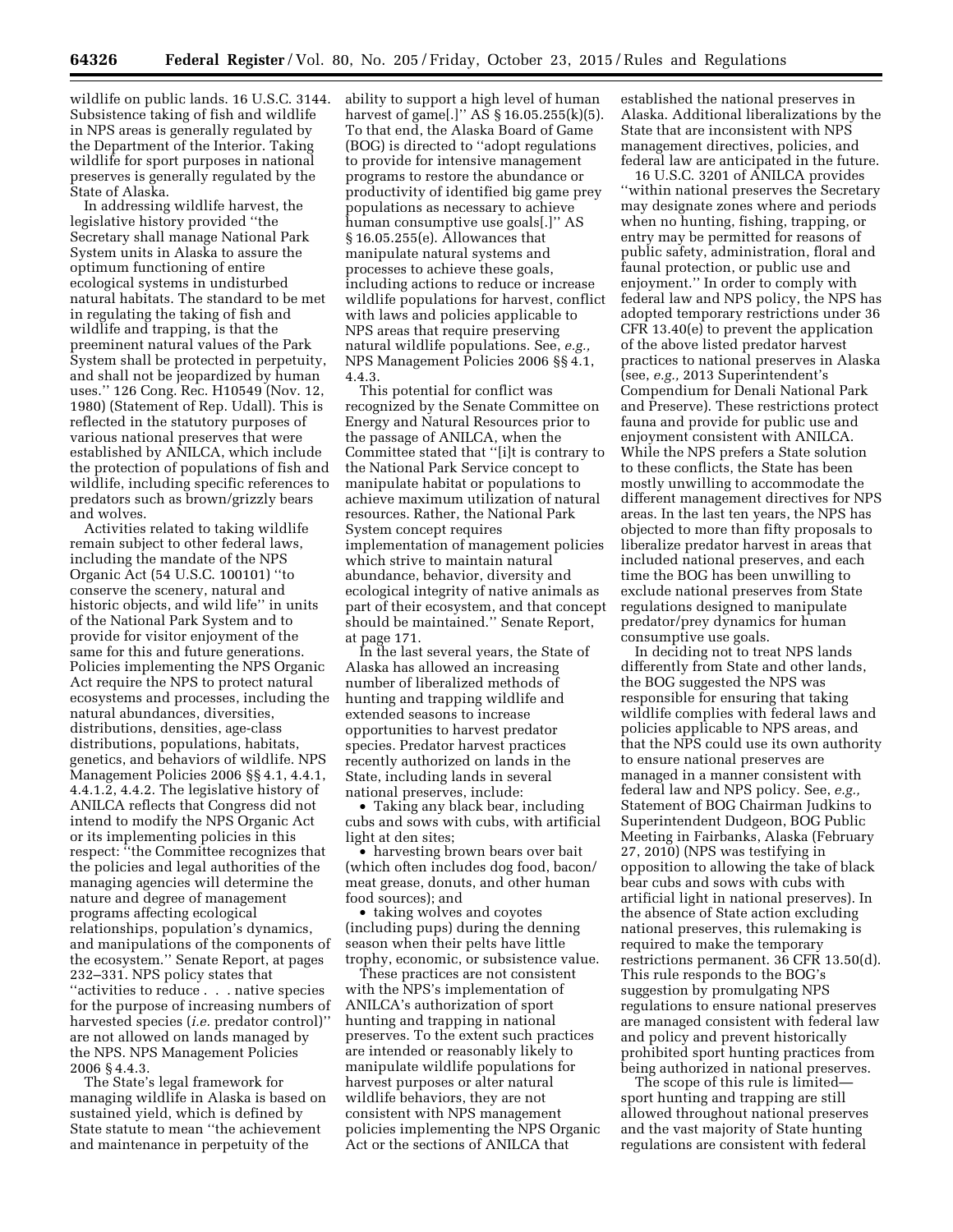wildlife on public lands. 16 U.S.C. 3144. Subsistence taking of fish and wildlife in NPS areas is generally regulated by the Department of the Interior. Taking wildlife for sport purposes in national preserves is generally regulated by the State of Alaska.

In addressing wildlife harvest, the legislative history provided "the Secretary shall manage National Park System units in Alaska to assure the optimum functioning of entire ecological systems in undisturbed natural habitats. The standard to be met in regulating the taking of fish and wildlife and trapping, is that the preeminent natural values of the Park System shall be protected in perpetuity, and shall not be jeopardized by human uses." 126 Cong. Rec. H10549 (Nov. 12, 1980) (Statement of Rep. Udall). This is reflected in the statutory purposes of various national preserves that were established by ANILCA, which include the protection of populations of fish and wildlife, including specific references to predators such as brown/grizzly bears and wolves.

Activities related to taking wildlife remain subject to other federal laws, including the mandate of the NPS Organic Act (54 U.S.C. 100101) "to conserve the scenery, natural and historic objects, and wild life" in units of the National Park System and to provide for visitor enjoyment of the same for this and future generations. Policies implementing the NPS Organic Act require the NPS to protect natural ecosystems and processes, including the natural abundances, diversities, distributions, densities, age-class distributions, populations, habitats, genetics, and behaviors of wildlife. NPS Management Policies 2006 §§ 4.1, 4.4.1, 4.4.1.2, 4.4.2. The legislative history of ANILCA reflects that Congress did not intend to modify the NPS Organic Act or its implementing policies in this respect: "the Committee recognizes that the policies and legal authorities of the managing agencies will determine the nature and degree of management programs affecting ecological relationships, population's dynamics, and manipulations of the components of the ecosystem." Senate Report, at pages 232–331. NPS policy states that "activities to reduce . . . native species for the purpose of increasing numbers of harvested species (*i.e.* predator control)" are not allowed on lands managed by the NPS. NPS Management Policies 2006 § 4.4.3.

The State's legal framework for managing wildlife in Alaska is based on sustained yield, which is defined by State statute to mean "the achievement and maintenance in perpetuity of the ability to support a high level of human harvest of game[.]" AS § 16.05.255(k)(5). To that end, the Alaska Board of Game (BOG) is directed to "adopt regulations to provide for intensive management programs to restore the abundance or productivity of identified big game prey populations as necessary to achieve human consumptive use goals[.]" AS § 16.05.255(e). Allowances that manipulate natural systems and processes to achieve these goals, including actions to reduce or increase wildlife populations for harvest, conflict with laws and policies applicable to NPS areas that require preserving natural wildlife populations. See, *e.g.,* NPS Management Policies 2006 §§ 4.1, 4.4.3.

This potential for conflict was recognized by the Senate Committee on Energy and Natural Resources prior to the passage of ANILCA, when the Committee stated that "[i]t is contrary to the National Park Service concept to manipulate habitat or populations to achieve maximum utilization of natural resources. Rather, the National Park System concept requires implementation of management policies which strive to maintain natural abundance, behavior, diversity and ecological integrity of native animals as part of their ecosystem, and that concept should be maintained." Senate Report, at page 171.

In the last several years, the State of Alaska has allowed an increasing number of liberalized methods of hunting and trapping wildlife and extended seasons to increase opportunities to harvest predator species. Predator harvest practices recently authorized on lands in the State, including lands in several national preserves, include:

- Taking any black bear, including cubs and sows with cubs, with artificial light at den sites;
- harvesting brown bears over bait (which often includes dog food, bacon/meat grease, donuts, and other human food sources); and
- taking wolves and coyotes (including pups) during the denning season when their pelts have little trophy, economic, or subsistence value.

These practices are not consistent with the NPS's implementation of ANILCA's authorization of sport hunting and trapping in national preserves. To the extent such practices are intended or reasonably likely to manipulate wildlife populations for harvest purposes or alter natural wildlife behaviors, they are not consistent with NPS management policies implementing the NPS Organic Act or the sections of ANILCA that established the national preserves in Alaska. Additional liberalizations by the State that are inconsistent with NPS management directives, policies, and federal law are anticipated in the future.

16 U.S.C. 3201 of ANILCA provides "within national preserves the Secretary may designate zones where and periods when no hunting, fishing, trapping, or entry may be permitted for reasons of public safety, administration, floral and faunal protection, or public use and enjoyment." In order to comply with federal law and NPS policy, the NPS has adopted temporary restrictions under 36 CFR 13.40(e) to prevent the application of the above listed predator harvest practices to national preserves in Alaska (see, *e.g.,* 2013 Superintendent's Compendium for Denali National Park and Preserve). These restrictions protect fauna and provide for public use and enjoyment consistent with ANILCA. While the NPS prefers a State solution to these conflicts, the State has been mostly unwilling to accommodate the different management directives for NPS areas. In the last ten years, the NPS has objected to more than fifty proposals to liberalize predator harvest in areas that included national preserves, and each time the BOG has been unwilling to exclude national preserves from State regulations designed to manipulate predator/prey dynamics for human consumptive use goals.

In deciding not to treat NPS lands differently from State and other lands, the BOG suggested the NPS was responsible for ensuring that taking wildlife complies with federal laws and policies applicable to NPS areas, and that the NPS could use its own authority to ensure national preserves are managed in a manner consistent with federal law and NPS policy. See, *e.g.,* Statement of BOG Chairman Judkins to Superintendent Dudgeon, BOG Public Meeting in Fairbanks, Alaska (February 27, 2010) (NPS was testifying in opposition to allowing the take of black bear cubs and sows with cubs with artificial light in national preserves). In the absence of State action excluding national preserves, this rulemaking is required to make the temporary restrictions permanent. 36 CFR 13.50(d). This rule responds to the BOG's suggestion by promulgating NPS regulations to ensure national preserves are managed consistent with federal law and policy and prevent historically prohibited sport hunting practices from being authorized in national preserves.

The scope of this rule is limited—sport hunting and trapping are still allowed throughout national preserves and the vast majority of State hunting regulations are consistent with federal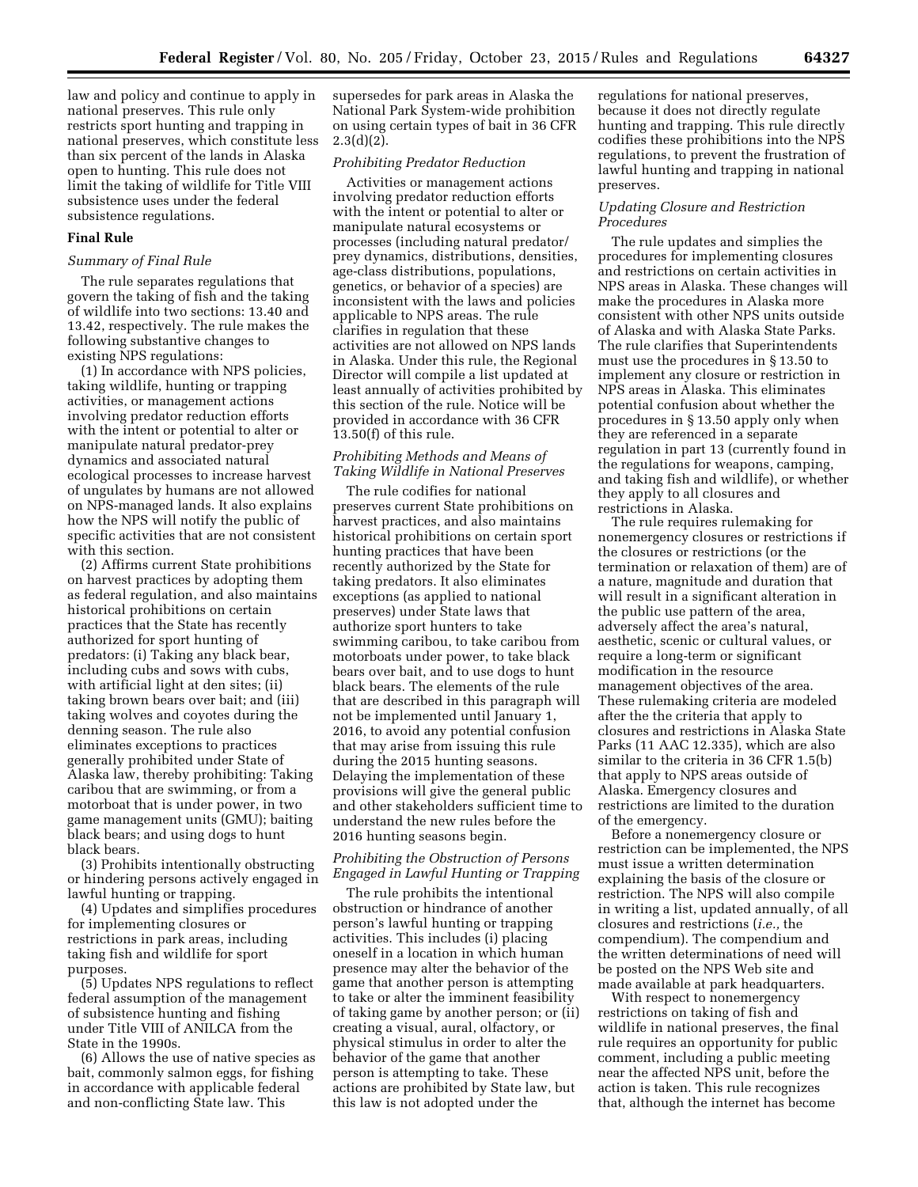law and policy and continue to apply in national preserves. This rule only restricts sport hunting and trapping in national preserves, which constitute less than six percent of the lands in Alaska open to hunting. This rule does not limit the taking of wildlife for Title VIII subsistence uses under the federal subsistence regulations.

## Final Rule

### *Summary of Final Rule*

The rule separates regulations that govern the taking of fish and the taking of wildlife into two sections: 13.40 and 13.42, respectively. The rule makes the following substantive changes to existing NPS regulations:

(1) In accordance with NPS policies, taking wildlife, hunting or trapping activities, or management actions involving predator reduction efforts with the intent or potential to alter or manipulate natural predator-prey dynamics and associated natural ecological processes to increase harvest of ungulates by humans are not allowed on NPS-managed lands. It also explains how the NPS will notify the public of specific activities that are not consistent with this section.

(2) Affirms current State prohibitions on harvest practices by adopting them as federal regulation, and also maintains historical prohibitions on certain practices that the State has recently authorized for sport hunting of predators: (i) Taking any black bear, including cubs and sows with cubs, with artificial light at den sites; (ii) taking brown bears over bait; and (iii) taking wolves and coyotes during the denning season. The rule also eliminates exceptions to practices generally prohibited under State of Alaska law, thereby prohibiting: Taking caribou that are swimming, or from a motorboat that is under power, in two game management units (GMU); baiting black bears; and using dogs to hunt black bears.

(3) Prohibits intentionally obstructing or hindering persons actively engaged in lawful hunting or trapping.

(4) Updates and simplifies procedures for implementing closures or restrictions in park areas, including taking fish and wildlife for sport purposes.

(5) Updates NPS regulations to reflect federal assumption of the management of subsistence hunting and fishing under Title VIII of ANILCA from the State in the 1990s.

(6) Allows the use of native species as bait, commonly salmon eggs, for fishing in accordance with applicable federal and non-conflicting State law. This supersedes for park areas in Alaska the National Park System-wide prohibition on using certain types of bait in 36 CFR 2.3(d)(2).

### *Prohibiting Predator Reduction*

Activities or management actions involving predator reduction efforts with the intent or potential to alter or manipulate natural ecosystems or processes (including natural predator/prey dynamics, distributions, densities, age-class distributions, populations, genetics, or behavior of a species) are inconsistent with the laws and policies applicable to NPS areas. The rule clarifies in regulation that these activities are not allowed on NPS lands in Alaska. Under this rule, the Regional Director will compile a list updated at least annually of activities prohibited by this section of the rule. Notice will be provided in accordance with 36 CFR 13.50(f) of this rule.

### *Prohibiting Methods and Means of Taking Wildlife in National Preserves*

The rule codifies for national preserves current State prohibitions on harvest practices, and also maintains historical prohibitions on certain sport hunting practices that have been recently authorized by the State for taking predators. It also eliminates exceptions (as applied to national preserves) under State laws that authorize sport hunters to take swimming caribou, to take caribou from motorboats under power, to take black bears over bait, and to use dogs to hunt black bears. The elements of the rule that are described in this paragraph will not be implemented until January 1, 2016, to avoid any potential confusion that may arise from issuing this rule during the 2015 hunting seasons. Delaying the implementation of these provisions will give the general public and other stakeholders sufficient time to understand the new rules before the 2016 hunting seasons begin.

### *Prohibiting the Obstruction of Persons Engaged in Lawful Hunting or Trapping*

The rule prohibits the intentional obstruction or hindrance of another person's lawful hunting or trapping activities. This includes (i) placing oneself in a location in which human presence may alter the behavior of the game that another person is attempting to take or alter the imminent feasibility of taking game by another person; or (ii) creating a visual, aural, olfactory, or physical stimulus in order to alter the behavior of the game that another person is attempting to take. These actions are prohibited by State law, but this law is not adopted under the regulations for national preserves, because it does not directly regulate hunting and trapping. This rule directly codifies these prohibitions into the NPS regulations, to prevent the frustration of lawful hunting and trapping in national preserves.

### *Updating Closure and Restriction Procedures*

The rule updates and simplies the procedures for implementing closures and restrictions on certain activities in NPS areas in Alaska. These changes will make the procedures in Alaska more consistent with other NPS units outside of Alaska and with Alaska State Parks. The rule clarifies that Superintendents must use the procedures in § 13.50 to implement any closure or restriction in NPS areas in Alaska. This eliminates potential confusion about whether the procedures in § 13.50 apply only when they are referenced in a separate regulation in part 13 (currently found in the regulations for weapons, camping, and taking fish and wildlife), or whether they apply to all closures and restrictions in Alaska.

The rule requires rulemaking for nonemergency closures or restrictions if the closures or restrictions (or the termination or relaxation of them) are of a nature, magnitude and duration that will result in a significant alteration in the public use pattern of the area, adversely affect the area's natural, aesthetic, scenic or cultural values, or require a long-term or significant modification in the resource management objectives of the area. These rulemaking criteria are modeled after the the criteria that apply to closures and restrictions in Alaska State Parks (11 AAC 12.335), which are also similar to the criteria in 36 CFR 1.5(b) that apply to NPS areas outside of Alaska. Emergency closures and restrictions are limited to the duration of the emergency.

Before a nonemergency closure or restriction can be implemented, the NPS must issue a written determination explaining the basis of the closure or restriction. The NPS will also compile in writing a list, updated annually, of all closures and restrictions (*i.e.,* the compendium). The compendium and the written determinations of need will be posted on the NPS Web site and made available at park headquarters.

With respect to nonemergency restrictions on taking of fish and wildlife in national preserves, the final rule requires an opportunity for public comment, including a public meeting near the affected NPS unit, before the action is taken. This rule recognizes that, although the internet has become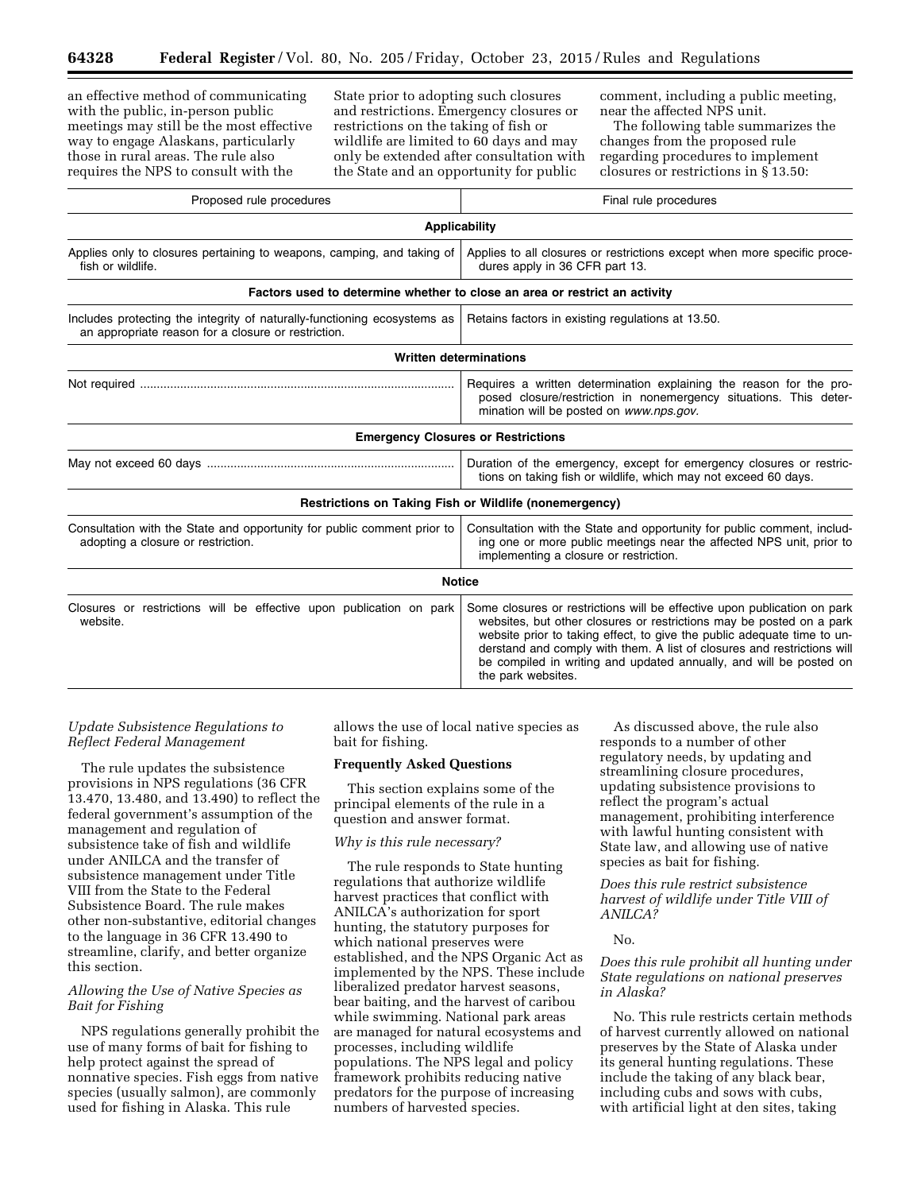an effective method of communicating with the public, in-person public meetings may still be the most effective way to engage Alaskans, particularly those in rural areas. The rule also requires the NPS to consult with the State prior to adopting such closures and restrictions. Emergency closures or restrictions on the taking of fish or wildlife are limited to 60 days and may only be extended after consultation with the State and an opportunity for public comment, including a public meeting, near the affected NPS unit.

The following table summarizes the changes from the proposed rule regarding procedures to implement closures or restrictions in § 13.50:

| Proposed rule procedures | Final rule procedures |
| --- | --- |
| **Applicability** | |
| Applies only to closures pertaining to weapons, camping, and taking of fish or wildlife. | Applies to all closures or restrictions except when more specific procedures apply in 36 CFR part 13. |
| **Factors used to determine whether to close an area or restrict an activity** | |
| Includes protecting the integrity of naturally-functioning ecosystems as an appropriate reason for a closure or restriction. | Retains factors in existing regulations at 13.50. |
| **Written determinations** | |
| Not required | Requires a written determination explaining the reason for the proposed closure/restriction in nonemergency situations. This determination will be posted on *www.nps.gov.* |
| **Emergency Closures or Restrictions** | |
| May not exceed 60 days | Duration of the emergency, except for emergency closures or restrictions on taking fish or wildlife, which may not exceed 60 days. |
| **Restrictions on Taking Fish or Wildlife (nonemergency)** | |
| Consultation with the State and opportunity for public comment prior to adopting a closure or restriction. | Consultation with the State and opportunity for public comment, including one or more public meetings near the affected NPS unit, prior to implementing a closure or restriction. |
| **Notice** | |
| Closures or restrictions will be effective upon publication on park website. | Some closures or restrictions will be effective upon publication on park websites, but other closures or restrictions may be posted on a park website prior to taking effect, to give the public adequate time to understand and comply with them. A list of closures and restrictions will be compiled in writing and updated annually, and will be posted on the park websites. |

*Update Subsistence Regulations to Reflect Federal Management*

The rule updates the subsistence provisions in NPS regulations (36 CFR 13.470, 13.480, and 13.490) to reflect the federal government's assumption of the management and regulation of subsistence take of fish and wildlife under ANILCA and the transfer of subsistence management under Title VIII from the State to the Federal Subsistence Board. The rule makes other non-substantive, editorial changes to the language in 36 CFR 13.490 to streamline, clarify, and better organize this section.

*Allowing the Use of Native Species as Bait for Fishing*

NPS regulations generally prohibit the use of many forms of bait for fishing to help protect against the spread of nonnative species. Fish eggs from native species (usually salmon), are commonly used for fishing in Alaska. This rule allows the use of local native species as bait for fishing.

## Frequently Asked Questions

This section explains some of the principal elements of the rule in a question and answer format.

*Why is this rule necessary?*

The rule responds to State hunting regulations that authorize wildlife harvest practices that conflict with ANILCA's authorization for sport hunting, the statutory purposes for which national preserves were established, and the NPS Organic Act as implemented by the NPS. These include liberalized predator harvest seasons, bear baiting, and the harvest of caribou while swimming. National park areas are managed for natural ecosystems and processes, including wildlife populations. The NPS legal and policy framework prohibits reducing native predators for the purpose of increasing numbers of harvested species.

As discussed above, the rule also responds to a number of other regulatory needs, by updating and streamlining closure procedures, updating subsistence provisions to reflect the program's actual management, prohibiting interference with lawful hunting consistent with State law, and allowing use of native species as bait for fishing.

*Does this rule restrict subsistence harvest of wildlife under Title VIII of ANILCA?*

No.

*Does this rule prohibit all hunting under State regulations on national preserves in Alaska?*

No. This rule restricts certain methods of harvest currently allowed on national preserves by the State of Alaska under its general hunting regulations. These include the taking of any black bear, including cubs and sows with cubs, with artificial light at den sites, taking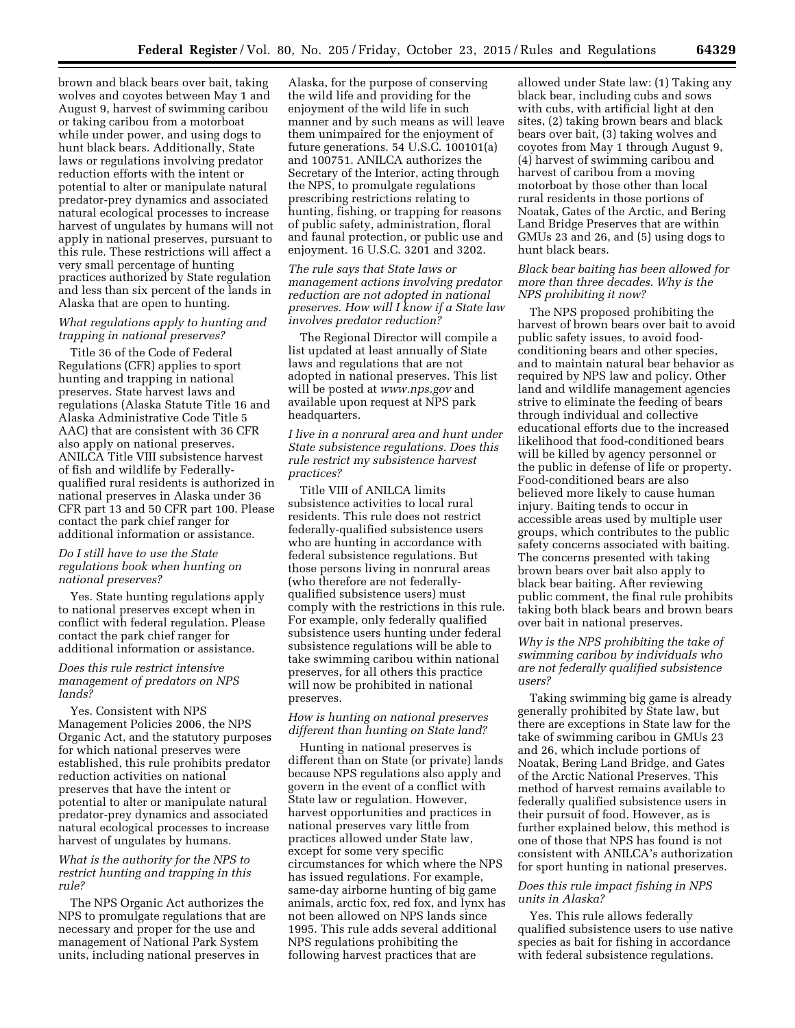brown and black bears over bait, taking wolves and coyotes between May 1 and August 9, harvest of swimming caribou or taking caribou from a motorboat while under power, and using dogs to hunt black bears. Additionally, State laws or regulations involving predator reduction efforts with the intent or potential to alter or manipulate natural predator-prey dynamics and associated natural ecological processes to increase harvest of ungulates by humans will not apply in national preserves, pursuant to this rule. These restrictions will affect a very small percentage of hunting practices authorized by State regulation and less than six percent of the lands in Alaska that are open to hunting.

*What regulations apply to hunting and trapping in national preserves?*

Title 36 of the Code of Federal Regulations (CFR) applies to sport hunting and trapping in national preserves. State harvest laws and regulations (Alaska Statute Title 16 and Alaska Administrative Code Title 5 AAC) that are consistent with 36 CFR also apply on national preserves. ANILCA Title VIII subsistence harvest of fish and wildlife by Federally-qualified rural residents is authorized in national preserves in Alaska under 36 CFR part 13 and 50 CFR part 100. Please contact the park chief ranger for additional information or assistance.

*Do I still have to use the State regulations book when hunting on national preserves?*

Yes. State hunting regulations apply to national preserves except when in conflict with federal regulation. Please contact the park chief ranger for additional information or assistance.

*Does this rule restrict intensive management of predators on NPS lands?*

Yes. Consistent with NPS Management Policies 2006, the NPS Organic Act, and the statutory purposes for which national preserves were established, this rule prohibits predator reduction activities on national preserves that have the intent or potential to alter or manipulate natural predator-prey dynamics and associated natural ecological processes to increase harvest of ungulates by humans.

*What is the authority for the NPS to restrict hunting and trapping in this rule?*

The NPS Organic Act authorizes the NPS to promulgate regulations that are necessary and proper for the use and management of National Park System units, including national preserves in Alaska, for the purpose of conserving the wild life and providing for the enjoyment of the wild life in such manner and by such means as will leave them unimpaired for the enjoyment of future generations. 54 U.S.C. 100101(a) and 100751. ANILCA authorizes the Secretary of the Interior, acting through the NPS, to promulgate regulations prescribing restrictions relating to hunting, fishing, or trapping for reasons of public safety, administration, floral and faunal protection, or public use and enjoyment. 16 U.S.C. 3201 and 3202.

*The rule says that State laws or management actions involving predator reduction are not adopted in national preserves. How will I know if a State law involves predator reduction?*

The Regional Director will compile a list updated at least annually of State laws and regulations that are not adopted in national preserves. This list will be posted at *www.nps.gov* and available upon request at NPS park headquarters.

*I live in a nonrural area and hunt under State subsistence regulations. Does this rule restrict my subsistence harvest practices?*

Title VIII of ANILCA limits subsistence activities to local rural residents. This rule does not restrict federally-qualified subsistence users who are hunting in accordance with federal subsistence regulations. But those persons living in nonrural areas (who therefore are not federally-qualified subsistence users) must comply with the restrictions in this rule. For example, only federally qualified subsistence users hunting under federal subsistence regulations will be able to take swimming caribou within national preserves, for all others this practice will now be prohibited in national preserves.

*How is hunting on national preserves different than hunting on State land?*

Hunting in national preserves is different than on State (or private) lands because NPS regulations also apply and govern in the event of a conflict with State law or regulation. However, harvest opportunities and practices in national preserves vary little from practices allowed under State law, except for some very specific circumstances for which where the NPS has issued regulations. For example, same-day airborne hunting of big game animals, arctic fox, red fox, and lynx has not been allowed on NPS lands since 1995. This rule adds several additional NPS regulations prohibiting the following harvest practices that are allowed under State law: (1) Taking any black bear, including cubs and sows with cubs, with artificial light at den sites, (2) taking brown bears and black bears over bait, (3) taking wolves and coyotes from May 1 through August 9, (4) harvest of swimming caribou and harvest of caribou from a moving motorboat by those other than local rural residents in those portions of Noatak, Gates of the Arctic, and Bering Land Bridge Preserves that are within GMUs 23 and 26, and (5) using dogs to hunt black bears.

*Black bear baiting has been allowed for more than three decades. Why is the NPS prohibiting it now?*

The NPS proposed prohibiting the harvest of brown bears over bait to avoid public safety issues, to avoid food-conditioning bears and other species, and to maintain natural bear behavior as required by NPS law and policy. Other land and wildlife management agencies strive to eliminate the feeding of bears through individual and collective educational efforts due to the increased likelihood that food-conditioned bears will be killed by agency personnel or the public in defense of life or property. Food-conditioned bears are also believed more likely to cause human injury. Baiting tends to occur in accessible areas used by multiple user groups, which contributes to the public safety concerns associated with baiting. The concerns presented with taking brown bears over bait also apply to black bear baiting. After reviewing public comment, the final rule prohibits taking both black bears and brown bears over bait in national preserves.

*Why is the NPS prohibiting the take of swimming caribou by individuals who are not federally qualified subsistence users?*

Taking swimming big game is already generally prohibited by State law, but there are exceptions in State law for the take of swimming caribou in GMUs 23 and 26, which include portions of Noatak, Bering Land Bridge, and Gates of the Arctic National Preserves. This method of harvest remains available to federally qualified subsistence users in their pursuit of food. However, as is further explained below, this method is one of those that NPS has found is not consistent with ANILCA's authorization for sport hunting in national preserves.

*Does this rule impact fishing in NPS units in Alaska?*

Yes. This rule allows federally qualified subsistence users to use native species as bait for fishing in accordance with federal subsistence regulations.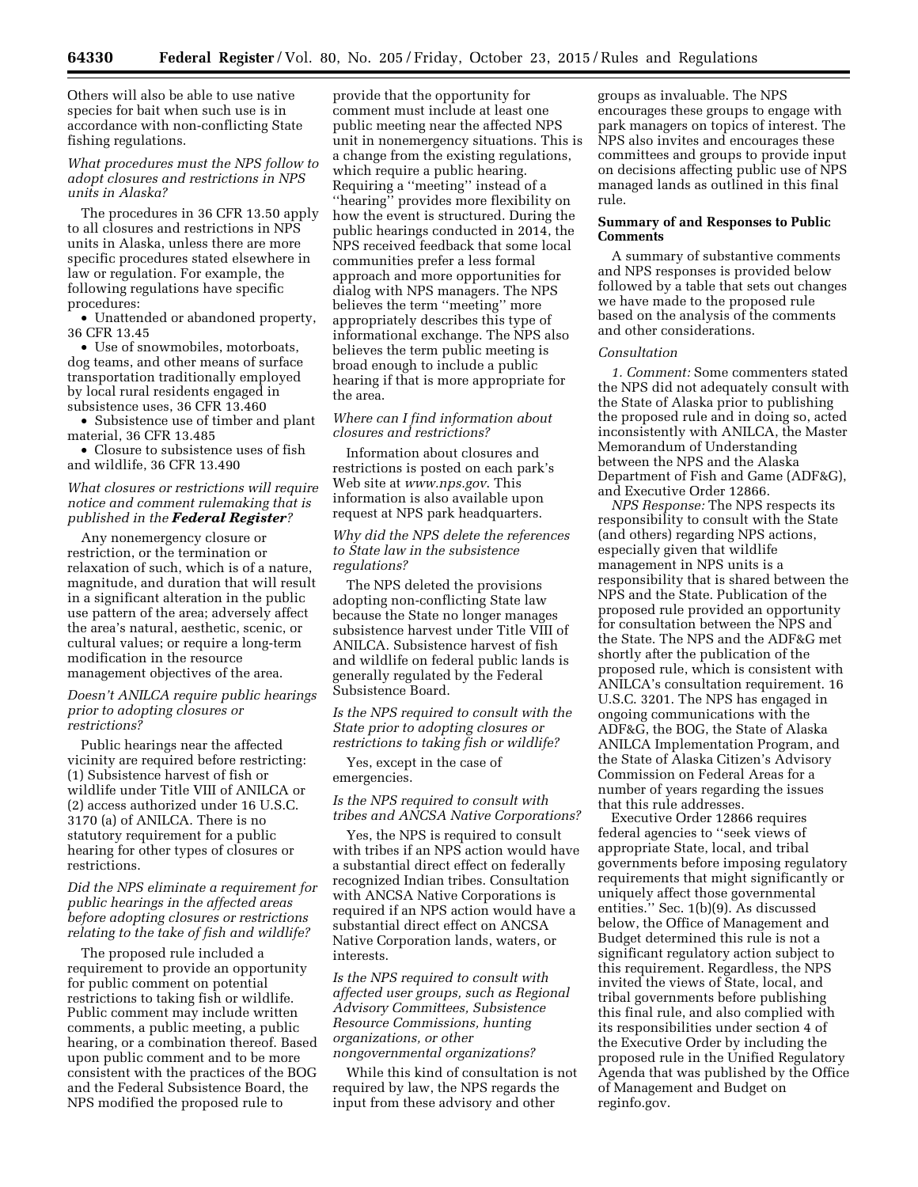Others will also be able to use native species for bait when such use is in accordance with non-conflicting State fishing regulations.

*What procedures must the NPS follow to adopt closures and restrictions in NPS units in Alaska?*

The procedures in 36 CFR 13.50 apply to all closures and restrictions in NPS units in Alaska, unless there are more specific procedures stated elsewhere in law or regulation. For example, the following regulations have specific procedures:

- Unattended or abandoned property, 36 CFR 13.45
- Use of snowmobiles, motorboats, dog teams, and other means of surface transportation traditionally employed by local rural residents engaged in subsistence uses, 36 CFR 13.460
- Subsistence use of timber and plant material, 36 CFR 13.485
- Closure to subsistence uses of fish and wildlife, 36 CFR 13.490

*What closures or restrictions will require notice and comment rulemaking that is published in the **Federal Register**?*

Any nonemergency closure or restriction, or the termination or relaxation of such, which is of a nature, magnitude, and duration that will result in a significant alteration in the public use pattern of the area; adversely affect the area's natural, aesthetic, scenic, or cultural values; or require a long-term modification in the resource management objectives of the area.

*Doesn't ANILCA require public hearings prior to adopting closures or restrictions?*

Public hearings near the affected vicinity are required before restricting: (1) Subsistence harvest of fish or wildlife under Title VIII of ANILCA or (2) access authorized under 16 U.S.C. 3170 (a) of ANILCA. There is no statutory requirement for a public hearing for other types of closures or restrictions.

*Did the NPS eliminate a requirement for public hearings in the affected areas before adopting closures or restrictions relating to the take of fish and wildlife?*

The proposed rule included a requirement to provide an opportunity for public comment on potential restrictions to taking fish or wildlife. Public comment may include written comments, a public meeting, a public hearing, or a combination thereof. Based upon public comment and to be more consistent with the practices of the BOG and the Federal Subsistence Board, the NPS modified the proposed rule to provide that the opportunity for comment must include at least one public meeting near the affected NPS unit in nonemergency situations. This is a change from the existing regulations, which require a public hearing. Requiring a ''meeting'' instead of a ''hearing'' provides more flexibility on how the event is structured. During the public hearings conducted in 2014, the NPS received feedback that some local communities prefer a less formal approach and more opportunities for dialog with NPS managers. The NPS believes the term ''meeting'' more appropriately describes this type of informational exchange. The NPS also believes the term public meeting is broad enough to include a public hearing if that is more appropriate for the area.

*Where can I find information about closures and restrictions?*

Information about closures and restrictions is posted on each park's Web site at *www.nps.gov*. This information is also available upon request at NPS park headquarters.

*Why did the NPS delete the references to State law in the subsistence regulations?*

The NPS deleted the provisions adopting non-conflicting State law because the State no longer manages subsistence harvest under Title VIII of ANILCA. Subsistence harvest of fish and wildlife on federal public lands is generally regulated by the Federal Subsistence Board.

*Is the NPS required to consult with the State prior to adopting closures or restrictions to taking fish or wildlife?*

Yes, except in the case of emergencies.

*Is the NPS required to consult with tribes and ANCSA Native Corporations?*

Yes, the NPS is required to consult with tribes if an NPS action would have a substantial direct effect on federally recognized Indian tribes. Consultation with ANCSA Native Corporations is required if an NPS action would have a substantial direct effect on ANCSA Native Corporation lands, waters, or interests.

*Is the NPS required to consult with affected user groups, such as Regional Advisory Committees, Subsistence Resource Commissions, hunting organizations, or other nongovernmental organizations?*

While this kind of consultation is not required by law, the NPS regards the input from these advisory and other groups as invaluable. The NPS encourages these groups to engage with park managers on topics of interest. The NPS also invites and encourages these committees and groups to provide input on decisions affecting public use of NPS managed lands as outlined in this final rule.

**Summary of and Responses to Public Comments**

A summary of substantive comments and NPS responses is provided below followed by a table that sets out changes we have made to the proposed rule based on the analysis of the comments and other considerations.

*Consultation*

*1. Comment:* Some commenters stated the NPS did not adequately consult with the State of Alaska prior to publishing the proposed rule and in doing so, acted inconsistently with ANILCA, the Master Memorandum of Understanding between the NPS and the Alaska Department of Fish and Game (ADF&G), and Executive Order 12866.

*NPS Response:* The NPS respects its responsibility to consult with the State (and others) regarding NPS actions, especially given that wildlife management in NPS units is a responsibility that is shared between the NPS and the State. Publication of the proposed rule provided an opportunity for consultation between the NPS and the State. The NPS and the ADF&G met shortly after the publication of the proposed rule, which is consistent with ANILCA's consultation requirement. 16 U.S.C. 3201. The NPS has engaged in ongoing communications with the ADF&G, the BOG, the State of Alaska ANILCA Implementation Program, and the State of Alaska Citizen's Advisory Commission on Federal Areas for a number of years regarding the issues that this rule addresses.

Executive Order 12866 requires federal agencies to ''seek views of appropriate State, local, and tribal governments before imposing regulatory requirements that might significantly or uniquely affect those governmental entities.'' Sec. 1(b)(9). As discussed below, the Office of Management and Budget determined this rule is not a significant regulatory action subject to this requirement. Regardless, the NPS invited the views of State, local, and tribal governments before publishing this final rule, and also complied with its responsibilities under section 4 of the Executive Order by including the proposed rule in the Unified Regulatory Agenda that was published by the Office of Management and Budget on reginfo.gov.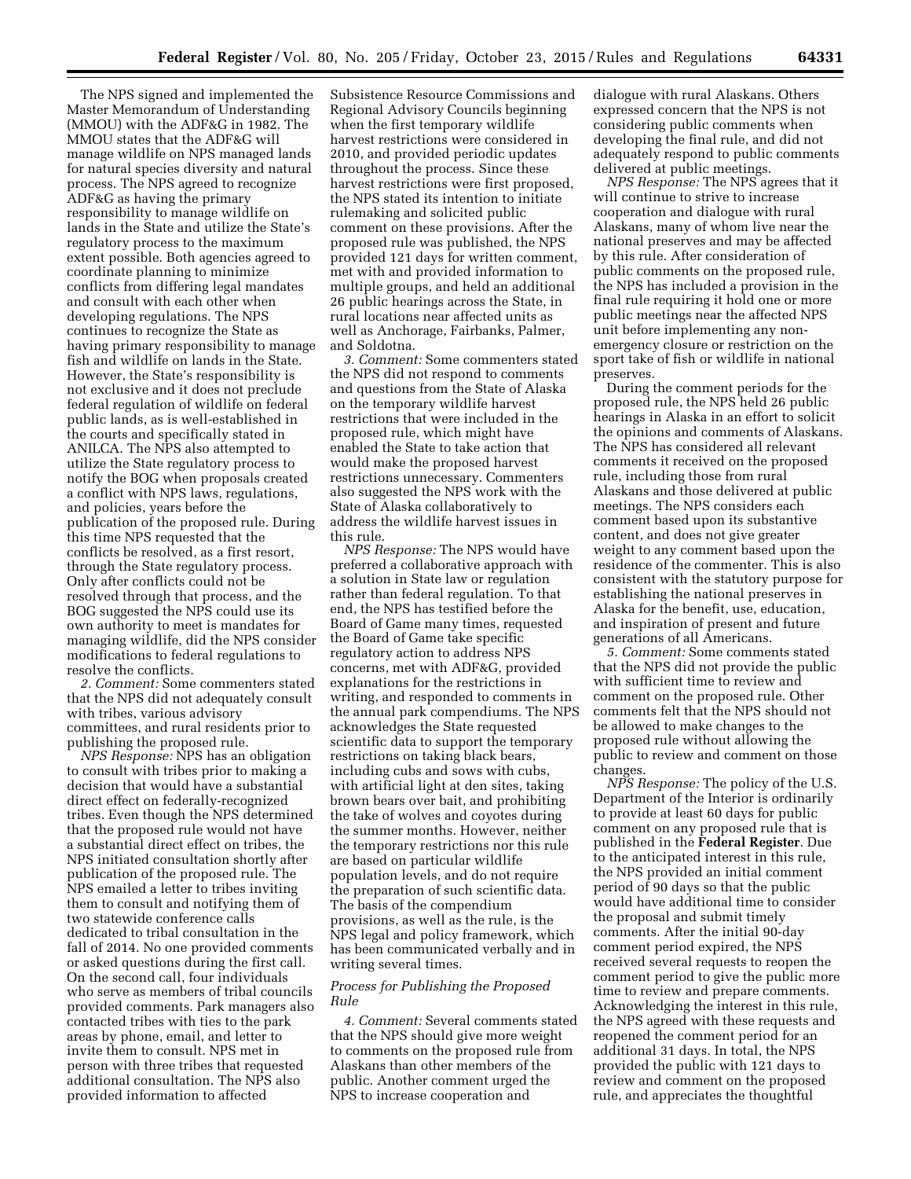The NPS signed and implemented the Master Memorandum of Understanding (MMOU) with the ADF&G in 1982. The MMOU states that the ADF&G will manage wildlife on NPS managed lands for natural species diversity and natural process. The NPS agreed to recognize ADF&G as having the primary responsibility to manage wildlife on lands in the State and utilize the State's regulatory process to the maximum extent possible. Both agencies agreed to coordinate planning to minimize conflicts from differing legal mandates and consult with each other when developing regulations. The NPS continues to recognize the State as having primary responsibility to manage fish and wildlife on lands in the State. However, the State's responsibility is not exclusive and it does not preclude federal regulation of wildlife on federal public lands, as is well-established in the courts and specifically stated in ANILCA. The NPS also attempted to utilize the State regulatory process to notify the BOG when proposals created a conflict with NPS laws, regulations, and policies, years before the publication of the proposed rule. During this time NPS requested that the conflicts be resolved, as a first resort, through the State regulatory process. Only after conflicts could not be resolved through that process, and the BOG suggested the NPS could use its own authority to meet is mandates for managing wildlife, did the NPS consider modifications to federal regulations to resolve the conflicts.

*2. Comment:* Some commenters stated that the NPS did not adequately consult with tribes, various advisory committees, and rural residents prior to publishing the proposed rule.

*NPS Response:* NPS has an obligation to consult with tribes prior to making a decision that would have a substantial direct effect on federally-recognized tribes. Even though the NPS determined that the proposed rule would not have a substantial direct effect on tribes, the NPS initiated consultation shortly after publication of the proposed rule. The NPS emailed a letter to tribes inviting them to consult and notifying them of two statewide conference calls dedicated to tribal consultation in the fall of 2014. No one provided comments or asked questions during the first call. On the second call, four individuals who serve as members of tribal councils provided comments. Park managers also contacted tribes with ties to the park areas by phone, email, and letter to invite them to consult. NPS met in person with three tribes that requested additional consultation. The NPS also provided information to affected Subsistence Resource Commissions and Regional Advisory Councils beginning when the first temporary wildlife harvest restrictions were considered in 2010, and provided periodic updates throughout the process. Since these harvest restrictions were first proposed, the NPS stated its intention to initiate rulemaking and solicited public comment on these provisions. After the proposed rule was published, the NPS provided 121 days for written comment, met with and provided information to multiple groups, and held an additional 26 public hearings across the State, in rural locations near affected units as well as Anchorage, Fairbanks, Palmer, and Soldotna.

*3. Comment:* Some commenters stated the NPS did not respond to comments and questions from the State of Alaska on the temporary wildlife harvest restrictions that were included in the proposed rule, which might have enabled the State to take action that would make the proposed harvest restrictions unnecessary. Commenters also suggested the NPS work with the State of Alaska collaboratively to address the wildlife harvest issues in this rule.

*NPS Response:* The NPS would have preferred a collaborative approach with a solution in State law or regulation rather than federal regulation. To that end, the NPS has testified before the Board of Game many times, requested the Board of Game take specific regulatory action to address NPS concerns, met with ADF&G, provided explanations for the restrictions in writing, and responded to comments in the annual park compendiums. The NPS acknowledges the State requested scientific data to support the temporary restrictions on taking black bears, including cubs and sows with cubs, with artificial light at den sites, taking brown bears over bait, and prohibiting the take of wolves and coyotes during the summer months. However, neither the temporary restrictions nor this rule are based on particular wildlife population levels, and do not require the preparation of such scientific data. The basis of the compendium provisions, as well as the rule, is the NPS legal and policy framework, which has been communicated verbally and in writing several times.

### *Process for Publishing the Proposed Rule*

*4. Comment:* Several comments stated that the NPS should give more weight to comments on the proposed rule from Alaskans than other members of the public. Another comment urged the NPS to increase cooperation and dialogue with rural Alaskans. Others expressed concern that the NPS is not considering public comments when developing the final rule, and did not adequately respond to public comments delivered at public meetings.

*NPS Response:* The NPS agrees that it will continue to strive to increase cooperation and dialogue with rural Alaskans, many of whom live near the national preserves and may be affected by this rule. After consideration of public comments on the proposed rule, the NPS has included a provision in the final rule requiring it hold one or more public meetings near the affected NPS unit before implementing any non-emergency closure or restriction on the sport take of fish or wildlife in national preserves.

During the comment periods for the proposed rule, the NPS held 26 public hearings in Alaska in an effort to solicit the opinions and comments of Alaskans. The NPS has considered all relevant comments it received on the proposed rule, including those from rural Alaskans and those delivered at public meetings. The NPS considers each comment based upon its substantive content, and does not give greater weight to any comment based upon the residence of the commenter. This is also consistent with the statutory purpose for establishing the national preserves in Alaska for the benefit, use, education, and inspiration of present and future generations of all Americans.

*5. Comment:* Some comments stated that the NPS did not provide the public with sufficient time to review and comment on the proposed rule. Other comments felt that the NPS should not be allowed to make changes to the proposed rule without allowing the public to review and comment on those changes.

*NPS Response:* The policy of the U.S. Department of the Interior is ordinarily to provide at least 60 days for public comment on any proposed rule that is published in the **Federal Register**. Due to the anticipated interest in this rule, the NPS provided an initial comment period of 90 days so that the public would have additional time to consider the proposal and submit timely comments. After the initial 90-day comment period expired, the NPS received several requests to reopen the comment period to give the public more time to review and prepare comments. Acknowledging the interest in this rule, the NPS agreed with these requests and reopened the comment period for an additional 31 days. In total, the NPS provided the public with 121 days to review and comment on the proposed rule, and appreciates the thoughtful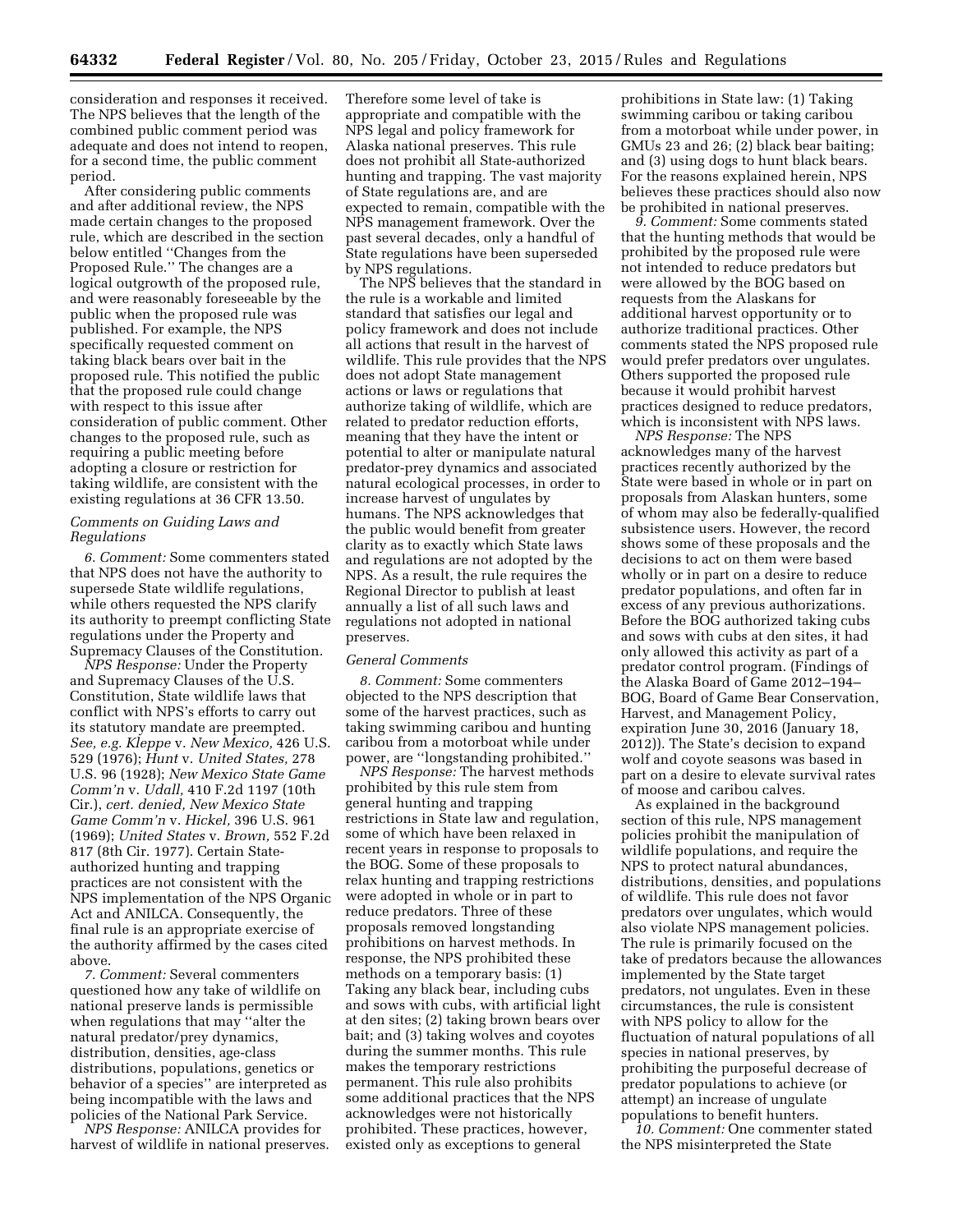consideration and responses it received. The NPS believes that the length of the combined public comment period was adequate and does not intend to reopen, for a second time, the public comment period.

After considering public comments and after additional review, the NPS made certain changes to the proposed rule, which are described in the section below entitled "Changes from the Proposed Rule." The changes are a logical outgrowth of the proposed rule, and were reasonably foreseeable by the public when the proposed rule was published. For example, the NPS specifically requested comment on taking black bears over bait in the proposed rule. This notified the public that the proposed rule could change with respect to this issue after consideration of public comment. Other changes to the proposed rule, such as requiring a public meeting before adopting a closure or restriction for taking wildlife, are consistent with the existing regulations at 36 CFR 13.50.

### *Comments on Guiding Laws and Regulations*

*6. Comment:* Some commenters stated that NPS does not have the authority to supersede State wildlife regulations, while others requested the NPS clarify its authority to preempt conflicting State regulations under the Property and Supremacy Clauses of the Constitution.

*NPS Response:* Under the Property and Supremacy Clauses of the U.S. Constitution, State wildlife laws that conflict with NPS's efforts to carry out its statutory mandate are preempted. *See, e.g. Kleppe* v. *New Mexico,* 426 U.S. 529 (1976); *Hunt* v. *United States,* 278 U.S. 96 (1928); *New Mexico State Game Comm'n* v. *Udall,* 410 F.2d 1197 (10th Cir.), *cert. denied, New Mexico State Game Comm'n* v. *Hickel,* 396 U.S. 961 (1969); *United States* v. *Brown,* 552 F.2d 817 (8th Cir. 1977). Certain State-authorized hunting and trapping practices are not consistent with the NPS implementation of the NPS Organic Act and ANILCA. Consequently, the final rule is an appropriate exercise of the authority affirmed by the cases cited above.

*7. Comment:* Several commenters questioned how any take of wildlife on national preserve lands is permissible when regulations that may "alter the natural predator/prey dynamics, distribution, densities, age-class distributions, populations, genetics or behavior of a species" are interpreted as being incompatible with the laws and policies of the National Park Service.

*NPS Response:* ANILCA provides for harvest of wildlife in national preserves. Therefore some level of take is appropriate and compatible with the NPS legal and policy framework for Alaska national preserves. This rule does not prohibit all State-authorized hunting and trapping. The vast majority of State regulations are, and are expected to remain, compatible with the NPS management framework. Over the past several decades, only a handful of State regulations have been superseded by NPS regulations.

The NPS believes that the standard in the rule is a workable and limited standard that satisfies our legal and policy framework and does not include all actions that result in the harvest of wildlife. This rule provides that the NPS does not adopt State management actions or laws or regulations that authorize taking of wildlife, which are related to predator reduction efforts, meaning that they have the intent or potential to alter or manipulate natural predator-prey dynamics and associated natural ecological processes, in order to increase harvest of ungulates by humans. The NPS acknowledges that the public would benefit from greater clarity as to exactly which State laws and regulations are not adopted by the NPS. As a result, the rule requires the Regional Director to publish at least annually a list of all such laws and regulations not adopted in national preserves.

### *General Comments*

*8. Comment:* Some commenters objected to the NPS description that some of the harvest practices, such as taking swimming caribou and hunting caribou from a motorboat while under power, are "longstanding prohibited."

*NPS Response:* The harvest methods prohibited by this rule stem from general hunting and trapping restrictions in State law and regulation, some of which have been relaxed in recent years in response to proposals to the BOG. Some of these proposals to relax hunting and trapping restrictions were adopted in whole or in part to reduce predators. Three of these proposals removed longstanding prohibitions on harvest methods. In response, the NPS prohibited these methods on a temporary basis: (1) Taking any black bear, including cubs and sows with cubs, with artificial light at den sites; (2) taking brown bears over bait; and (3) taking wolves and coyotes during the summer months. This rule makes the temporary restrictions permanent. This rule also prohibits some additional practices that the NPS acknowledges were not historically prohibited. These practices, however, existed only as exceptions to general prohibitions in State law: (1) Taking swimming caribou or taking caribou from a motorboat while under power, in GMUs 23 and 26; (2) black bear baiting; and (3) using dogs to hunt black bears. For the reasons explained herein, NPS believes these practices should also now be prohibited in national preserves.

*9. Comment:* Some comments stated that the hunting methods that would be prohibited by the proposed rule were not intended to reduce predators but were allowed by the BOG based on requests from the Alaskans for additional harvest opportunity or to authorize traditional practices. Other comments stated the NPS proposed rule would prefer predators over ungulates. Others supported the proposed rule because it would prohibit harvest practices designed to reduce predators, which is inconsistent with NPS laws.

*NPS Response:* The NPS acknowledges many of the harvest practices recently authorized by the State were based in whole or in part on proposals from Alaskan hunters, some of whom may also be federally-qualified subsistence users. However, the record shows some of these proposals and the decisions to act on them were based wholly or in part on a desire to reduce predator populations, and often far in excess of any previous authorizations. Before the BOG authorized taking cubs and sows with cubs at den sites, it had only allowed this activity as part of a predator control program. (Findings of the Alaska Board of Game 2012–194–BOG, Board of Game Bear Conservation, Harvest, and Management Policy, expiration June 30, 2016 (January 18, 2012)). The State's decision to expand wolf and coyote seasons was based in part on a desire to elevate survival rates of moose and caribou calves.

As explained in the background section of this rule, NPS management policies prohibit the manipulation of wildlife populations, and require the NPS to protect natural abundances, distributions, densities, and populations of wildlife. This rule does not favor predators over ungulates, which would also violate NPS management policies. The rule is primarily focused on the take of predators because the allowances implemented by the State target predators, not ungulates. Even in these circumstances, the rule is consistent with NPS policy to allow for the fluctuation of natural populations of all species in national preserves, by prohibiting the purposeful decrease of predator populations to achieve (or attempt) an increase of ungulate populations to benefit hunters.

*10. Comment:* One commenter stated the NPS misinterpreted the State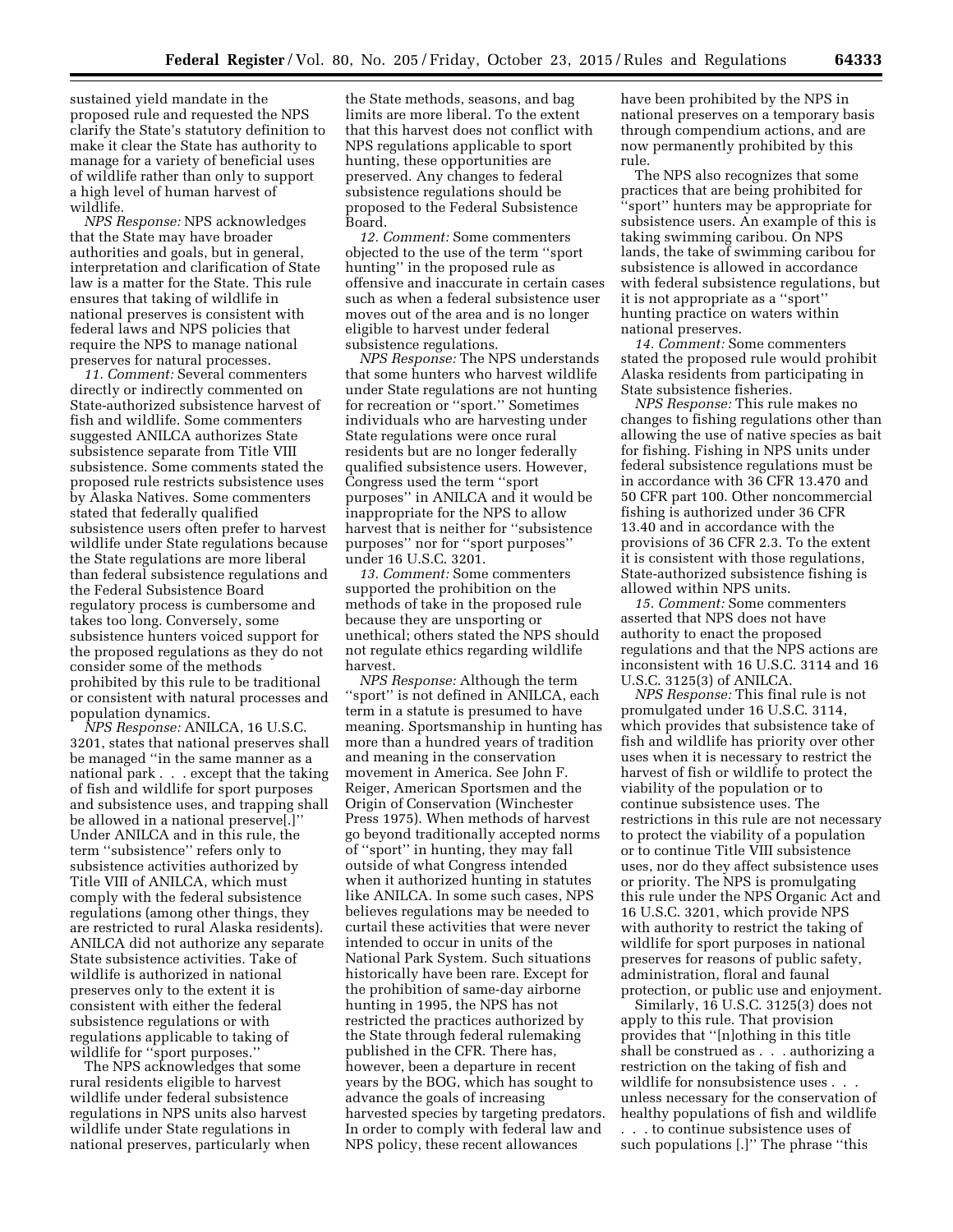sustained yield mandate in the proposed rule and requested the NPS clarify the State's statutory definition to make it clear the State has authority to manage for a variety of beneficial uses of wildlife rather than only to support a high level of human harvest of wildlife.

*NPS Response:* NPS acknowledges that the State may have broader authorities and goals, but in general, interpretation and clarification of State law is a matter for the State. This rule ensures that taking of wildlife in national preserves is consistent with federal laws and NPS policies that require the NPS to manage national preserves for natural processes.

*11. Comment:* Several commenters directly or indirectly commented on State-authorized subsistence harvest of fish and wildlife. Some commenters suggested ANILCA authorizes State subsistence separate from Title VIII subsistence. Some comments stated the proposed rule restricts subsistence uses by Alaska Natives. Some commenters stated that federally qualified subsistence users often prefer to harvest wildlife under State regulations because the State regulations are more liberal than federal subsistence regulations and the Federal Subsistence Board regulatory process is cumbersome and takes too long. Conversely, some subsistence hunters voiced support for the proposed regulations as they do not consider some of the methods prohibited by this rule to be traditional or consistent with natural processes and population dynamics.

*NPS Response:* ANILCA, 16 U.S.C. 3201, states that national preserves shall be managed "in the same manner as a national park . . . except that the taking of fish and wildlife for sport purposes and subsistence uses, and trapping shall be allowed in a national preserve[.]" Under ANILCA and in this rule, the term "subsistence" refers only to subsistence activities authorized by Title VIII of ANILCA, which must comply with the federal subsistence regulations (among other things, they are restricted to rural Alaska residents). ANILCA did not authorize any separate State subsistence activities. Take of wildlife is authorized in national preserves only to the extent it is consistent with either the federal subsistence regulations or with regulations applicable to taking of wildlife for "sport purposes."

The NPS acknowledges that some rural residents eligible to harvest wildlife under federal subsistence regulations in NPS units also harvest wildlife under State regulations in national preserves, particularly when the State methods, seasons, and bag limits are more liberal. To the extent that this harvest does not conflict with NPS regulations applicable to sport hunting, these opportunities are preserved. Any changes to federal subsistence regulations should be proposed to the Federal Subsistence Board.

*12. Comment:* Some commenters objected to the use of the term "sport hunting" in the proposed rule as offensive and inaccurate in certain cases such as when a federal subsistence user moves out of the area and is no longer eligible to harvest under federal subsistence regulations.

*NPS Response:* The NPS understands that some hunters who harvest wildlife under State regulations are not hunting for recreation or "sport." Sometimes individuals who are harvesting under State regulations were once rural residents but are no longer federally qualified subsistence users. However, Congress used the term "sport purposes" in ANILCA and it would be inappropriate for the NPS to allow harvest that is neither for "subsistence purposes" nor for "sport purposes" under 16 U.S.C. 3201.

*13. Comment:* Some commenters supported the prohibition on the methods of take in the proposed rule because they are unsporting or unethical; others stated the NPS should not regulate ethics regarding wildlife harvest.

*NPS Response:* Although the term "sport" is not defined in ANILCA, each term in a statute is presumed to have meaning. Sportsmanship in hunting has more than a hundred years of tradition and meaning in the conservation movement in America. See John F. Reiger, American Sportsmen and the Origin of Conservation (Winchester Press 1975). When methods of harvest go beyond traditionally accepted norms of "sport" in hunting, they may fall outside of what Congress intended when it authorized hunting in statutes like ANILCA. In some such cases, NPS believes regulations may be needed to curtail these activities that were never intended to occur in units of the National Park System. Such situations historically have been rare. Except for the prohibition of same-day airborne hunting in 1995, the NPS has not restricted the practices authorized by the State through federal rulemaking published in the CFR. There has, however, been a departure in recent years by the BOG, which has sought to advance the goals of increasing harvested species by targeting predators. In order to comply with federal law and NPS policy, these recent allowances have been prohibited by the NPS in national preserves on a temporary basis through compendium actions, and are now permanently prohibited by this rule.

The NPS also recognizes that some practices that are being prohibited for "sport" hunters may be appropriate for subsistence users. An example of this is taking swimming caribou. On NPS lands, the take of swimming caribou for subsistence is allowed in accordance with federal subsistence regulations, but it is not appropriate as a "sport" hunting practice on waters within national preserves.

*14. Comment:* Some commenters stated the proposed rule would prohibit Alaska residents from participating in State subsistence fisheries.

*NPS Response:* This rule makes no changes to fishing regulations other than allowing the use of native species as bait for fishing. Fishing in NPS units under federal subsistence regulations must be in accordance with 36 CFR 13.470 and 50 CFR part 100. Other noncommercial fishing is authorized under 36 CFR 13.40 and in accordance with the provisions of 36 CFR 2.3. To the extent it is consistent with those regulations, State-authorized subsistence fishing is allowed within NPS units.

*15. Comment:* Some commenters asserted that NPS does not have authority to enact the proposed regulations and that the NPS actions are inconsistent with 16 U.S.C. 3114 and 16 U.S.C. 3125(3) of ANILCA.

*NPS Response:* This final rule is not promulgated under 16 U.S.C. 3114, which provides that subsistence take of fish and wildlife has priority over other uses when it is necessary to restrict the harvest of fish or wildlife to protect the viability of the population or to continue subsistence uses. The restrictions in this rule are not necessary to protect the viability of a population or to continue Title VIII subsistence uses, nor do they affect subsistence uses or priority. The NPS is promulgating this rule under the NPS Organic Act and 16 U.S.C. 3201, which provide NPS with authority to restrict the taking of wildlife for sport purposes in national preserves for reasons of public safety, administration, floral and faunal protection, or public use and enjoyment.

Similarly, 16 U.S.C. 3125(3) does not apply to this rule. That provision provides that "[n]othing in this title shall be construed as . . . authorizing a restriction on the taking of fish and wildlife for nonsubsistence uses . . . unless necessary for the conservation of healthy populations of fish and wildlife . . . to continue subsistence uses of such populations [.]" The phrase "this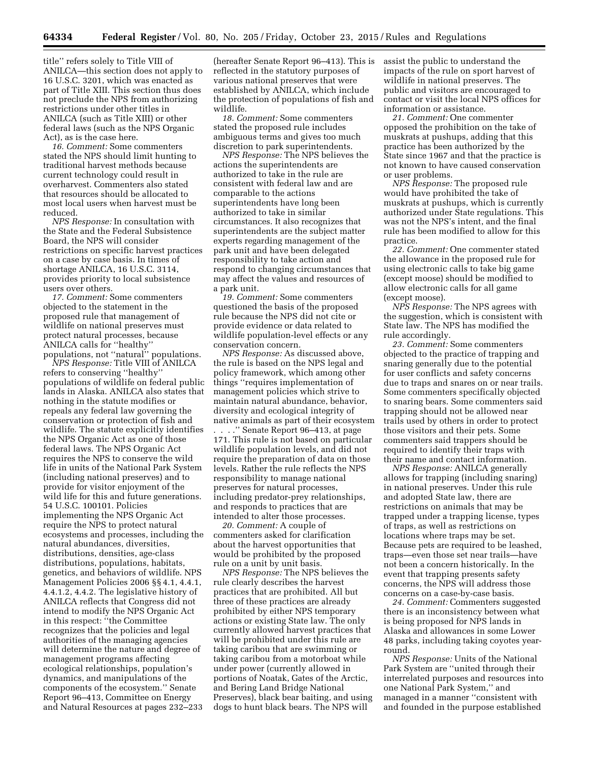title'' refers solely to Title VIII of ANILCA—this section does not apply to 16 U.S.C. 3201, which was enacted as part of Title XIII. This section thus does not preclude the NPS from authorizing restrictions under other titles in ANILCA (such as Title XIII) or other federal laws (such as the NPS Organic Act), as is the case here.

*16. Comment:* Some commenters stated the NPS should limit hunting to traditional harvest methods because current technology could result in overharvest. Commenters also stated that resources should be allocated to most local users when harvest must be reduced.

*NPS Response:* In consultation with the State and the Federal Subsistence Board, the NPS will consider restrictions on specific harvest practices on a case by case basis. In times of shortage ANILCA, 16 U.S.C. 3114, provides priority to local subsistence users over others.

*17. Comment:* Some commenters objected to the statement in the proposed rule that management of wildlife on national preserves must protect natural processes, because ANILCA calls for ''healthy'' populations, not ''natural'' populations.

*NPS Response:* Title VIII of ANILCA refers to conserving ''healthy'' populations of wildlife on federal public lands in Alaska. ANILCA also states that nothing in the statute modifies or repeals any federal law governing the conservation or protection of fish and wildlife. The statute explicitly identifies the NPS Organic Act as one of those federal laws. The NPS Organic Act requires the NPS to conserve the wild life in units of the National Park System (including national preserves) and to provide for visitor enjoyment of the wild life for this and future generations. 54 U.S.C. 100101. Policies implementing the NPS Organic Act require the NPS to protect natural ecosystems and processes, including the natural abundances, diversities, distributions, densities, age-class distributions, populations, habitats, genetics, and behaviors of wildlife. NPS Management Policies 2006 §§ 4.1, 4.4.1, 4.4.1.2, 4.4.2. The legislative history of ANILCA reflects that Congress did not intend to modify the NPS Organic Act in this respect: ''the Committee recognizes that the policies and legal authorities of the managing agencies will determine the nature and degree of management programs affecting ecological relationships, population's dynamics, and manipulations of the components of the ecosystem.'' Senate Report 96–413, Committee on Energy and Natural Resources at pages 232–233 (hereafter Senate Report 96–413). This is reflected in the statutory purposes of various national preserves that were established by ANILCA, which include the protection of populations of fish and wildlife.

*18. Comment:* Some commenters stated the proposed rule includes ambiguous terms and gives too much discretion to park superintendents.

*NPS Response:* The NPS believes the actions the superintendents are authorized to take in the rule are consistent with federal law and are comparable to the actions superintendents have long been authorized to take in similar circumstances. It also recognizes that superintendents are the subject matter experts regarding management of the park unit and have been delegated responsibility to take action and respond to changing circumstances that may affect the values and resources of a park unit.

*19. Comment:* Some commenters questioned the basis of the proposed rule because the NPS did not cite or provide evidence or data related to wildlife population-level effects or any conservation concern.

*NPS Response:* As discussed above, the rule is based on the NPS legal and policy framework, which among other things ''requires implementation of management policies which strive to maintain natural abundance, behavior, diversity and ecological integrity of native animals as part of their ecosystem . . . .'' Senate Report 96–413, at page 171. This rule is not based on particular wildlife population levels, and did not require the preparation of data on those levels. Rather the rule reflects the NPS responsibility to manage national preserves for natural processes, including predator-prey relationships, and responds to practices that are intended to alter those processes.

*20. Comment:* A couple of commenters asked for clarification about the harvest opportunities that would be prohibited by the proposed rule on a unit by unit basis.

*NPS Response:* The NPS believes the rule clearly describes the harvest practices that are prohibited. All but three of these practices are already prohibited by either NPS temporary actions or existing State law. The only currently allowed harvest practices that will be prohibited under this rule are taking caribou that are swimming or taking caribou from a motorboat while under power (currently allowed in portions of Noatak, Gates of the Arctic, and Bering Land Bridge National Preserves), black bear baiting, and using dogs to hunt black bears. The NPS will assist the public to understand the impacts of the rule on sport harvest of wildlife in national preserves. The public and visitors are encouraged to contact or visit the local NPS offices for information or assistance.

*21. Comment:* One commenter opposed the prohibition on the take of muskrats at pushups, adding that this practice has been authorized by the State since 1967 and that the practice is not known to have caused conservation or user problems.

*NPS Response:* The proposed rule would have prohibited the take of muskrats at pushups, which is currently authorized under State regulations. This was not the NPS's intent, and the final rule has been modified to allow for this practice.

*22. Comment:* One commenter stated the allowance in the proposed rule for using electronic calls to take big game (except moose) should be modified to allow electronic calls for all game (except moose).

*NPS Response:* The NPS agrees with the suggestion, which is consistent with State law. The NPS has modified the rule accordingly.

*23. Comment:* Some commenters objected to the practice of trapping and snaring generally due to the potential for user conflicts and safety concerns due to traps and snares on or near trails. Some commenters specifically objected to snaring bears. Some commenters said trapping should not be allowed near trails used by others in order to protect those visitors and their pets. Some commenters said trappers should be required to identify their traps with their name and contact information.

*NPS Response:* ANILCA generally allows for trapping (including snaring) in national preserves. Under this rule and adopted State law, there are restrictions on animals that may be trapped under a trapping license, types of traps, as well as restrictions on locations where traps may be set. Because pets are required to be leashed, traps—even those set near trails—have not been a concern historically. In the event that trapping presents safety concerns, the NPS will address those concerns on a case-by-case basis.

*24. Comment:* Commenters suggested there is an inconsistency between what is being proposed for NPS lands in Alaska and allowances in some Lower 48 parks, including taking coyotes year-round.

*NPS Response:* Units of the National Park System are ''united through their interrelated purposes and resources into one National Park System,'' and managed in a manner ''consistent with and founded in the purpose established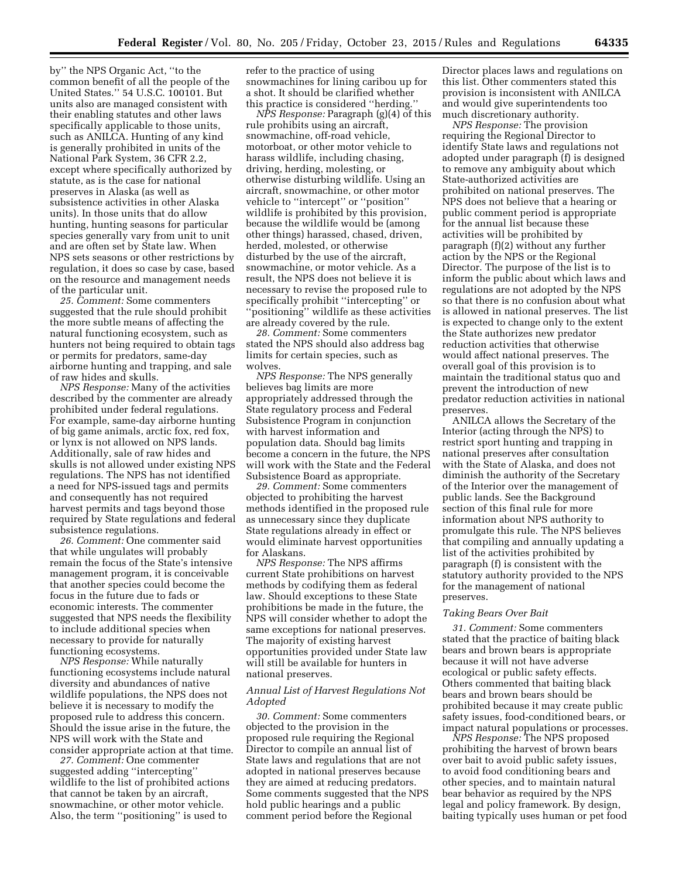by'' the NPS Organic Act, ''to the common benefit of all the people of the United States.'' 54 U.S.C. 100101. But units also are managed consistent with their enabling statutes and other laws specifically applicable to those units, such as ANILCA. Hunting of any kind is generally prohibited in units of the National Park System, 36 CFR 2.2, except where specifically authorized by statute, as is the case for national preserves in Alaska (as well as subsistence activities in other Alaska units). In those units that do allow hunting, hunting seasons for particular species generally vary from unit to unit and are often set by State law. When NPS sets seasons or other restrictions by regulation, it does so case by case, based on the resource and management needs of the particular unit.

*25. Comment:* Some commenters suggested that the rule should prohibit the more subtle means of affecting the natural functioning ecosystem, such as hunters not being required to obtain tags or permits for predators, same-day airborne hunting and trapping, and sale of raw hides and skulls.

*NPS Response:* Many of the activities described by the commenter are already prohibited under federal regulations. For example, same-day airborne hunting of big game animals, arctic fox, red fox, or lynx is not allowed on NPS lands. Additionally, sale of raw hides and skulls is not allowed under existing NPS regulations. The NPS has not identified a need for NPS-issued tags and permits and consequently has not required harvest permits and tags beyond those required by State regulations and federal subsistence regulations.

*26. Comment:* One commenter said that while ungulates will probably remain the focus of the State's intensive management program, it is conceivable that another species could become the focus in the future due to fads or economic interests. The commenter suggested that NPS needs the flexibility to include additional species when necessary to provide for naturally functioning ecosystems.

*NPS Response:* While naturally functioning ecosystems include natural diversity and abundances of native wildlife populations, the NPS does not believe it is necessary to modify the proposed rule to address this concern. Should the issue arise in the future, the NPS will work with the State and consider appropriate action at that time.

*27. Comment:* One commenter suggested adding ''intercepting'' wildlife to the list of prohibited actions that cannot be taken by an aircraft, snowmachine, or other motor vehicle. Also, the term ''positioning'' is used to refer to the practice of using snowmachines for lining caribou up for a shot. It should be clarified whether this practice is considered ''herding.''

*NPS Response:* Paragraph (g)(4) of this rule prohibits using an aircraft, snowmachine, off-road vehicle, motorboat, or other motor vehicle to harass wildlife, including chasing, driving, herding, molesting, or otherwise disturbing wildlife. Using an aircraft, snowmachine, or other motor vehicle to ''intercept'' or ''position'' wildlife is prohibited by this provision, because the wildlife would be (among other things) harassed, chased, driven, herded, molested, or otherwise disturbed by the use of the aircraft, snowmachine, or motor vehicle. As a result, the NPS does not believe it is necessary to revise the proposed rule to specifically prohibit ''intercepting'' or ''positioning'' wildlife as these activities are already covered by the rule.

*28. Comment:* Some commenters stated the NPS should also address bag limits for certain species, such as wolves.

*NPS Response:* The NPS generally believes bag limits are more appropriately addressed through the State regulatory process and Federal Subsistence Program in conjunction with harvest information and population data. Should bag limits become a concern in the future, the NPS will work with the State and the Federal Subsistence Board as appropriate.

*29. Comment:* Some commenters objected to prohibiting the harvest methods identified in the proposed rule as unnecessary since they duplicate State regulations already in effect or would eliminate harvest opportunities for Alaskans.

*NPS Response:* The NPS affirms current State prohibitions on harvest methods by codifying them as federal law. Should exceptions to these State prohibitions be made in the future, the NPS will consider whether to adopt the same exceptions for national preserves. The majority of existing harvest opportunities provided under State law will still be available for hunters in national preserves.

*Annual List of Harvest Regulations Not Adopted*

*30. Comment:* Some commenters objected to the provision in the proposed rule requiring the Regional Director to compile an annual list of State laws and regulations that are not adopted in national preserves because they are aimed at reducing predators. Some comments suggested that the NPS hold public hearings and a public comment period before the Regional Director places laws and regulations on this list. Other commenters stated this provision is inconsistent with ANILCA and would give superintendents too much discretionary authority.

*NPS Response:* The provision requiring the Regional Director to identify State laws and regulations not adopted under paragraph (f) is designed to remove any ambiguity about which State-authorized activities are prohibited on national preserves. The NPS does not believe that a hearing or public comment period is appropriate for the annual list because these activities will be prohibited by paragraph (f)(2) without any further action by the NPS or the Regional Director. The purpose of the list is to inform the public about which laws and regulations are not adopted by the NPS so that there is no confusion about what is allowed in national preserves. The list is expected to change only to the extent the State authorizes new predator reduction activities that otherwise would affect national preserves. The overall goal of this provision is to maintain the traditional status quo and prevent the introduction of new predator reduction activities in national preserves.

ANILCA allows the Secretary of the Interior (acting through the NPS) to restrict sport hunting and trapping in national preserves after consultation with the State of Alaska, and does not diminish the authority of the Secretary of the Interior over the management of public lands. See the Background section of this final rule for more information about NPS authority to promulgate this rule. The NPS believes that compiling and annually updating a list of the activities prohibited by paragraph (f) is consistent with the statutory authority provided to the NPS for the management of national preserves.

*Taking Bears Over Bait*

*31. Comment:* Some commenters stated that the practice of baiting black bears and brown bears is appropriate because it will not have adverse ecological or public safety effects. Others commented that baiting black bears and brown bears should be prohibited because it may create public safety issues, food-conditioned bears, or impact natural populations or processes.

*NPS Response:* The NPS proposed prohibiting the harvest of brown bears over bait to avoid public safety issues, to avoid food conditioning bears and other species, and to maintain natural bear behavior as required by the NPS legal and policy framework. By design, baiting typically uses human or pet food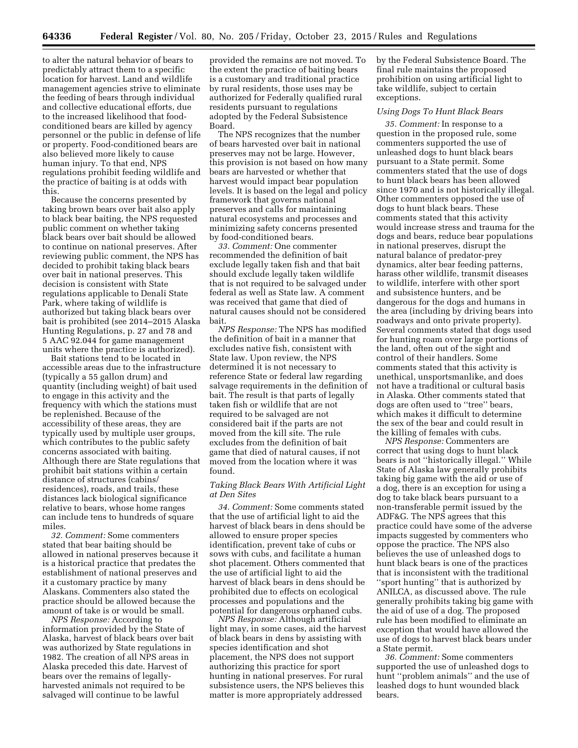to alter the natural behavior of bears to predictably attract them to a specific location for harvest. Land and wildlife management agencies strive to eliminate the feeding of bears through individual and collective educational efforts, due to the increased likelihood that food-conditioned bears are killed by agency personnel or the public in defense of life or property. Food-conditioned bears are also believed more likely to cause human injury. To that end, NPS regulations prohibit feeding wildlife and the practice of baiting is at odds with this.

Because the concerns presented by taking brown bears over bait also apply to black bear baiting, the NPS requested public comment on whether taking black bears over bait should be allowed to continue on national preserves. After reviewing public comment, the NPS has decided to prohibit taking black bears over bait in national preserves. This decision is consistent with State regulations applicable to Denali State Park, where taking of wildlife is authorized but taking black bears over bait is prohibited (see 2014–2015 Alaska Hunting Regulations, p. 27 and 78 and 5 AAC 92.044 for game management units where the practice is authorized).

Bait stations tend to be located in accessible areas due to the infrastructure (typically a 55 gallon drum) and quantity (including weight) of bait used to engage in this activity and the frequency with which the stations must be replenished. Because of the accessibility of these areas, they are typically used by multiple user groups, which contributes to the public safety concerns associated with baiting. Although there are State regulations that prohibit bait stations within a certain distance of structures (cabins/residences), roads, and trails, these distances lack biological significance relative to bears, whose home ranges can include tens to hundreds of square miles.

*32. Comment:* Some commenters stated that bear baiting should be allowed in national preserves because it is a historical practice that predates the establishment of national preserves and it a customary practice by many Alaskans. Commenters also stated the practice should be allowed because the amount of take is or would be small.

*NPS Response:* According to information provided by the State of Alaska, harvest of black bears over bait was authorized by State regulations in 1982. The creation of all NPS areas in Alaska preceded this date. Harvest of bears over the remains of legally-harvested animals not required to be salvaged will continue to be lawful provided the remains are not moved. To the extent the practice of baiting bears is a customary and traditional practice by rural residents, those uses may be authorized for Federally qualified rural residents pursuant to regulations adopted by the Federal Subsistence Board.

The NPS recognizes that the number of bears harvested over bait in national preserves may not be large. However, this provision is not based on how many bears are harvested or whether that harvest would impact bear population levels. It is based on the legal and policy framework that governs national preserves and calls for maintaining natural ecosystems and processes and minimizing safety concerns presented by food-conditioned bears.

*33. Comment:* One commenter recommended the definition of bait exclude legally taken fish and that bait should exclude legally taken wildlife that is not required to be salvaged under federal as well as State law. A comment was received that game that died of natural causes should not be considered bait.

*NPS Response:* The NPS has modified the definition of bait in a manner that excludes native fish, consistent with State law. Upon review, the NPS determined it is not necessary to reference State or federal law regarding salvage requirements in the definition of bait. The result is that parts of legally taken fish or wildlife that are not required to be salvaged are not considered bait if the parts are not moved from the kill site. The rule excludes from the definition of bait game that died of natural causes, if not moved from the location where it was found.

### *Taking Black Bears With Artificial Light at Den Sites*

*34. Comment:* Some comments stated that the use of artificial light to aid the harvest of black bears in dens should be allowed to ensure proper species identification, prevent take of cubs or sows with cubs, and facilitate a human shot placement. Others commented that the use of artificial light to aid the harvest of black bears in dens should be prohibited due to effects on ecological processes and populations and the potential for dangerous orphaned cubs.

*NPS Response:* Although artificial light may, in some cases, aid the harvest of black bears in dens by assisting with species identification and shot placement, the NPS does not support authorizing this practice for sport hunting in national preserves. For rural subsistence users, the NPS believes this matter is more appropriately addressed by the Federal Subsistence Board. The final rule maintains the proposed prohibition on using artificial light to take wildlife, subject to certain exceptions.

### *Using Dogs To Hunt Black Bears*

*35. Comment:* In response to a question in the proposed rule, some commenters supported the use of unleashed dogs to hunt black bears pursuant to a State permit. Some commenters stated that the use of dogs to hunt black bears has been allowed since 1970 and is not historically illegal. Other commenters opposed the use of dogs to hunt black bears. These comments stated that this activity would increase stress and trauma for the dogs and bears, reduce bear populations in national preserves, disrupt the natural balance of predator-prey dynamics, alter bear feeding patterns, harass other wildlife, transmit diseases to wildlife, interfere with other sport and subsistence hunters, and be dangerous for the dogs and humans in the area (including by driving bears into roadways and onto private property). Several comments stated that dogs used for hunting roam over large portions of the land, often out of the sight and control of their handlers. Some comments stated that this activity is unethical, unsportsmanlike, and does not have a traditional or cultural basis in Alaska. Other comments stated that dogs are often used to ''tree'' bears, which makes it difficult to determine the sex of the bear and could result in the killing of females with cubs.

*NPS Response:* Commenters are correct that using dogs to hunt black bears is not ''historically illegal.'' While State of Alaska law generally prohibits taking big game with the aid or use of a dog, there is an exception for using a dog to take black bears pursuant to a non-transferable permit issued by the ADF&G. The NPS agrees that this practice could have some of the adverse impacts suggested by commenters who oppose the practice. The NPS also believes the use of unleashed dogs to hunt black bears is one of the practices that is inconsistent with the traditional ''sport hunting'' that is authorized by ANILCA, as discussed above. The rule generally prohibits taking big game with the aid of use of a dog. The proposed rule has been modified to eliminate an exception that would have allowed the use of dogs to harvest black bears under a State permit.

*36. Comment:* Some commenters supported the use of unleashed dogs to hunt ''problem animals'' and the use of leashed dogs to hunt wounded black bears.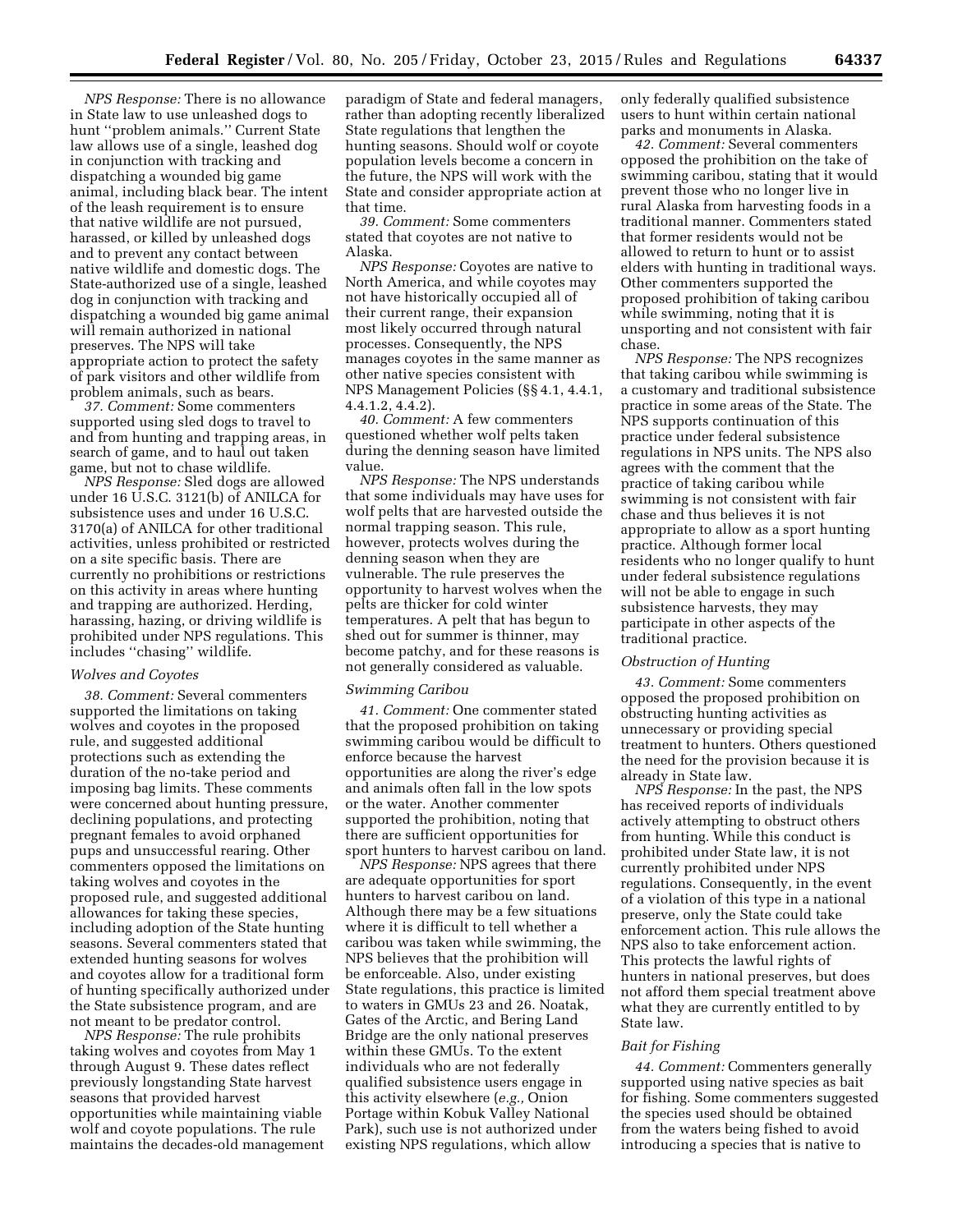*NPS Response:* There is no allowance in State law to use unleashed dogs to hunt ''problem animals.'' Current State law allows use of a single, leashed dog in conjunction with tracking and dispatching a wounded big game animal, including black bear. The intent of the leash requirement is to ensure that native wildlife are not pursued, harassed, or killed by unleashed dogs and to prevent any contact between native wildlife and domestic dogs. The State-authorized use of a single, leashed dog in conjunction with tracking and dispatching a wounded big game animal will remain authorized in national preserves. The NPS will take appropriate action to protect the safety of park visitors and other wildlife from problem animals, such as bears.

*37. Comment:* Some commenters supported using sled dogs to travel to and from hunting and trapping areas, in search of game, and to haul out taken game, but not to chase wildlife.

*NPS Response:* Sled dogs are allowed under 16 U.S.C. 3121(b) of ANILCA for subsistence uses and under 16 U.S.C. 3170(a) of ANILCA for other traditional activities, unless prohibited or restricted on a site specific basis. There are currently no prohibitions or restrictions on this activity in areas where hunting and trapping are authorized. Herding, harassing, hazing, or driving wildlife is prohibited under NPS regulations. This includes ''chasing'' wildlife.

### *Wolves and Coyotes*

*38. Comment:* Several commenters supported the limitations on taking wolves and coyotes in the proposed rule, and suggested additional protections such as extending the duration of the no-take period and imposing bag limits. These comments were concerned about hunting pressure, declining populations, and protecting pregnant females to avoid orphaned pups and unsuccessful rearing. Other commenters opposed the limitations on taking wolves and coyotes in the proposed rule, and suggested additional allowances for taking these species, including adoption of the State hunting seasons. Several commenters stated that extended hunting seasons for wolves and coyotes allow for a traditional form of hunting specifically authorized under the State subsistence program, and are not meant to be predator control.

*NPS Response:* The rule prohibits taking wolves and coyotes from May 1 through August 9. These dates reflect previously longstanding State harvest seasons that provided harvest opportunities while maintaining viable wolf and coyote populations. The rule maintains the decades-old management paradigm of State and federal managers, rather than adopting recently liberalized State regulations that lengthen the hunting seasons. Should wolf or coyote population levels become a concern in the future, the NPS will work with the State and consider appropriate action at that time.

*39. Comment:* Some commenters stated that coyotes are not native to Alaska.

*NPS Response:* Coyotes are native to North America, and while coyotes may not have historically occupied all of their current range, their expansion most likely occurred through natural processes. Consequently, the NPS manages coyotes in the same manner as other native species consistent with NPS Management Policies (§§ 4.1, 4.4.1, 4.4.1.2, 4.4.2).

*40. Comment:* A few commenters questioned whether wolf pelts taken during the denning season have limited value.

*NPS Response:* The NPS understands that some individuals may have uses for wolf pelts that are harvested outside the normal trapping season. This rule, however, protects wolves during the denning season when they are vulnerable. The rule preserves the opportunity to harvest wolves when the pelts are thicker for cold winter temperatures. A pelt that has begun to shed out for summer is thinner, may become patchy, and for these reasons is not generally considered as valuable.

### *Swimming Caribou*

*41. Comment:* One commenter stated that the proposed prohibition on taking swimming caribou would be difficult to enforce because the harvest opportunities are along the river's edge and animals often fall in the low spots or the water. Another commenter supported the prohibition, noting that there are sufficient opportunities for sport hunters to harvest caribou on land.

*NPS Response:* NPS agrees that there are adequate opportunities for sport hunters to harvest caribou on land. Although there may be a few situations where it is difficult to tell whether a caribou was taken while swimming, the NPS believes that the prohibition will be enforceable. Also, under existing State regulations, this practice is limited to waters in GMUs 23 and 26. Noatak, Gates of the Arctic, and Bering Land Bridge are the only national preserves within these GMUs. To the extent individuals who are not federally qualified subsistence users engage in this activity elsewhere (*e.g.,* Onion Portage within Kobuk Valley National Park), such use is not authorized under existing NPS regulations, which allow only federally qualified subsistence users to hunt within certain national parks and monuments in Alaska.

*42. Comment:* Several commenters opposed the prohibition on the take of swimming caribou, stating that it would prevent those who no longer live in rural Alaska from harvesting foods in a traditional manner. Commenters stated that former residents would not be allowed to return to hunt or to assist elders with hunting in traditional ways. Other commenters supported the proposed prohibition of taking caribou while swimming, noting that it is unsporting and not consistent with fair chase.

*NPS Response:* The NPS recognizes that taking caribou while swimming is a customary and traditional subsistence practice in some areas of the State. The NPS supports continuation of this practice under federal subsistence regulations in NPS units. The NPS also agrees with the comment that the practice of taking caribou while swimming is not consistent with fair chase and thus believes it is not appropriate to allow as a sport hunting practice. Although former local residents who no longer qualify to hunt under federal subsistence regulations will not be able to engage in such subsistence harvests, they may participate in other aspects of the traditional practice.

### *Obstruction of Hunting*

*43. Comment:* Some commenters opposed the proposed prohibition on obstructing hunting activities as unnecessary or providing special treatment to hunters. Others questioned the need for the provision because it is already in State law.

*NPS Response:* In the past, the NPS has received reports of individuals actively attempting to obstruct others from hunting. While this conduct is prohibited under State law, it is not currently prohibited under NPS regulations. Consequently, in the event of a violation of this type in a national preserve, only the State could take enforcement action. This rule allows the NPS also to take enforcement action. This protects the lawful rights of hunters in national preserves, but does not afford them special treatment above what they are currently entitled to by State law.

### *Bait for Fishing*

*44. Comment:* Commenters generally supported using native species as bait for fishing. Some commenters suggested the species used should be obtained from the waters being fished to avoid introducing a species that is native to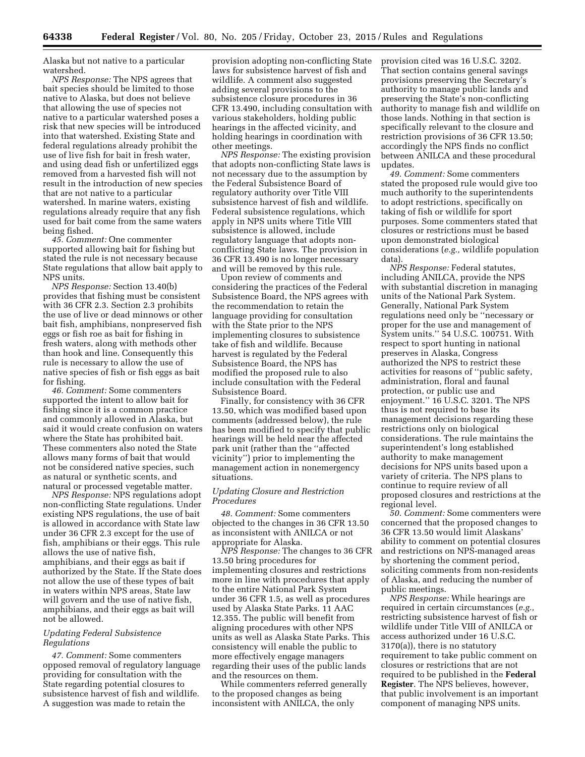Alaska but not native to a particular watershed.

*NPS Response:* The NPS agrees that bait species should be limited to those native to Alaska, but does not believe that allowing the use of species not native to a particular watershed poses a risk that new species will be introduced into that watershed. Existing State and federal regulations already prohibit the use of live fish for bait in fresh water, and using dead fish or unfertilized eggs removed from a harvested fish will not result in the introduction of new species that are not native to a particular watershed. In marine waters, existing regulations already require that any fish used for bait come from the same waters being fished.

*45. Comment:* One commenter supported allowing bait for fishing but stated the rule is not necessary because State regulations that allow bait apply to NPS units.

*NPS Response:* Section 13.40(b) provides that fishing must be consistent with 36 CFR 2.3. Section 2.3 prohibits the use of live or dead minnows or other bait fish, amphibians, nonpreserved fish eggs or fish roe as bait for fishing in fresh waters, along with methods other than hook and line. Consequently this rule is necessary to allow the use of native species of fish or fish eggs as bait for fishing.

*46. Comment:* Some commenters supported the intent to allow bait for fishing since it is a common practice and commonly allowed in Alaska, but said it would create confusion on waters where the State has prohibited bait. These commenters also noted the State allows many forms of bait that would not be considered native species, such as natural or synthetic scents, and natural or processed vegetable matter.

*NPS Response:* NPS regulations adopt non-conflicting State regulations. Under existing NPS regulations, the use of bait is allowed in accordance with State law under 36 CFR 2.3 except for the use of fish, amphibians or their eggs. This rule allows the use of native fish, amphibians, and their eggs as bait if authorized by the State. If the State does not allow the use of these types of bait in waters within NPS areas, State law will govern and the use of native fish, amphibians, and their eggs as bait will not be allowed.

### *Updating Federal Subsistence Regulations*

*47. Comment:* Some commenters opposed removal of regulatory language providing for consultation with the State regarding potential closures to subsistence harvest of fish and wildlife. A suggestion was made to retain the provision adopting non-conflicting State laws for subsistence harvest of fish and wildlife. A comment also suggested adding several provisions to the subsistence closure procedures in 36 CFR 13.490, including consultation with various stakeholders, holding public hearings in the affected vicinity, and holding hearings in coordination with other meetings.

*NPS Response:* The existing provision that adopts non-conflicting State laws is not necessary due to the assumption by the Federal Subsistence Board of regulatory authority over Title VIII subsistence harvest of fish and wildlife. Federal subsistence regulations, which apply in NPS units where Title VIII subsistence is allowed, include regulatory language that adopts non-conflicting State laws. The provision in 36 CFR 13.490 is no longer necessary and will be removed by this rule.

Upon review of comments and considering the practices of the Federal Subsistence Board, the NPS agrees with the recommendation to retain the language providing for consultation with the State prior to the NPS implementing closures to subsistence take of fish and wildlife. Because harvest is regulated by the Federal Subsistence Board, the NPS has modified the proposed rule to also include consultation with the Federal Subsistence Board.

Finally, for consistency with 36 CFR 13.50, which was modified based upon comments (addressed below), the rule has been modified to specify that public hearings will be held near the affected park unit (rather than the "affected vicinity") prior to implementing the management action in nonemergency situations.

### *Updating Closure and Restriction Procedures*

*48. Comment:* Some commenters objected to the changes in 36 CFR 13.50 as inconsistent with ANILCA or not appropriate for Alaska.

*NPS Response:* The changes to 36 CFR 13.50 bring procedures for implementing closures and restrictions more in line with procedures that apply to the entire National Park System under 36 CFR 1.5, as well as procedures used by Alaska State Parks. 11 AAC 12.355. The public will benefit from aligning procedures with other NPS units as well as Alaska State Parks. This consistency will enable the public to more effectively engage managers regarding their uses of the public lands and the resources on them.

While commenters referred generally to the proposed changes as being inconsistent with ANILCA, the only provision cited was 16 U.S.C. 3202. That section contains general savings provisions preserving the Secretary's authority to manage public lands and preserving the State's non-conflicting authority to manage fish and wildlife on those lands. Nothing in that section is specifically relevant to the closure and restriction provisions of 36 CFR 13.50; accordingly the NPS finds no conflict between ANILCA and these procedural updates.

*49. Comment:* Some commenters stated the proposed rule would give too much authority to the superintendents to adopt restrictions, specifically on taking of fish or wildlife for sport purposes. Some commenters stated that closures or restrictions must be based upon demonstrated biological considerations (*e.g.,* wildlife population data).

*NPS Response:* Federal statutes, including ANILCA, provide the NPS with substantial discretion in managing units of the National Park System. Generally, National Park System regulations need only be "necessary or proper for the use and management of System units." 54 U.S.C. 100751. With respect to sport hunting in national preserves in Alaska, Congress authorized the NPS to restrict these activities for reasons of "public safety, administration, floral and faunal protection, or public use and enjoyment." 16 U.S.C. 3201. The NPS thus is not required to base its management decisions regarding these restrictions only on biological considerations. The rule maintains the superintendent's long established authority to make management decisions for NPS units based upon a variety of criteria. The NPS plans to continue to require review of all proposed closures and restrictions at the regional level.

*50. Comment:* Some commenters were concerned that the proposed changes to 36 CFR 13.50 would limit Alaskans' ability to comment on potential closures and restrictions on NPS-managed areas by shortening the comment period, soliciting comments from non-residents of Alaska, and reducing the number of public meetings.

*NPS Response:* While hearings are required in certain circumstances (*e.g.,* restricting subsistence harvest of fish or wildlife under Title VIII of ANILCA or access authorized under 16 U.S.C. 3170(a)), there is no statutory requirement to take public comment on closures or restrictions that are not required to be published in the **Federal Register**. The NPS believes, however, that public involvement is an important component of managing NPS units.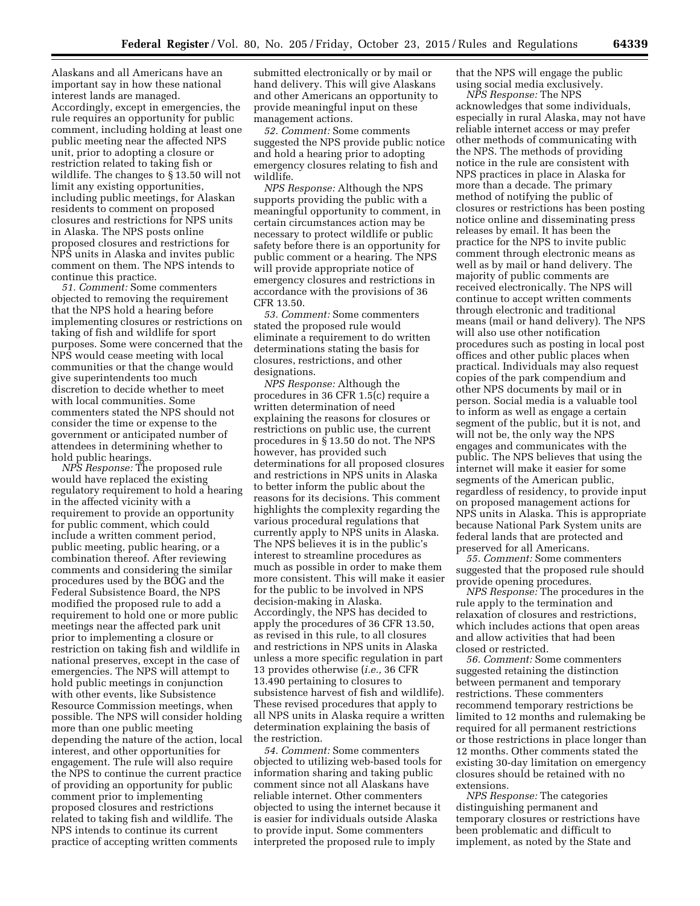Alaskans and all Americans have an important say in how these national interest lands are managed. Accordingly, except in emergencies, the rule requires an opportunity for public comment, including holding at least one public meeting near the affected NPS unit, prior to adopting a closure or restriction related to taking fish or wildlife. The changes to § 13.50 will not limit any existing opportunities, including public meetings, for Alaskan residents to comment on proposed closures and restrictions for NPS units in Alaska. The NPS posts online proposed closures and restrictions for NPS units in Alaska and invites public comment on them. The NPS intends to continue this practice.

*51. Comment:* Some commenters objected to removing the requirement that the NPS hold a hearing before implementing closures or restrictions on taking of fish and wildlife for sport purposes. Some were concerned that the NPS would cease meeting with local communities or that the change would give superintendents too much discretion to decide whether to meet with local communities. Some commenters stated the NPS should not consider the time or expense to the government or anticipated number of attendees in determining whether to hold public hearings.

*NPS Response:* The proposed rule would have replaced the existing regulatory requirement to hold a hearing in the affected vicinity with a requirement to provide an opportunity for public comment, which could include a written comment period, public meeting, public hearing, or a combination thereof. After reviewing comments and considering the similar procedures used by the BOG and the Federal Subsistence Board, the NPS modified the proposed rule to add a requirement to hold one or more public meetings near the affected park unit prior to implementing a closure or restriction on taking fish and wildlife in national preserves, except in the case of emergencies. The NPS will attempt to hold public meetings in conjunction with other events, like Subsistence Resource Commission meetings, when possible. The NPS will consider holding more than one public meeting depending the nature of the action, local interest, and other opportunities for engagement. The rule will also require the NPS to continue the current practice of providing an opportunity for public comment prior to implementing proposed closures and restrictions related to taking fish and wildlife. The NPS intends to continue its current practice of accepting written comments submitted electronically or by mail or hand delivery. This will give Alaskans and other Americans an opportunity to provide meaningful input on these management actions.

*52. Comment:* Some comments suggested the NPS provide public notice and hold a hearing prior to adopting emergency closures relating to fish and wildlife.

*NPS Response:* Although the NPS supports providing the public with a meaningful opportunity to comment, in certain circumstances action may be necessary to protect wildlife or public safety before there is an opportunity for public comment or a hearing. The NPS will provide appropriate notice of emergency closures and restrictions in accordance with the provisions of 36 CFR 13.50.

*53. Comment:* Some commenters stated the proposed rule would eliminate a requirement to do written determinations stating the basis for closures, restrictions, and other designations.

*NPS Response:* Although the procedures in 36 CFR 1.5(c) require a written determination of need explaining the reasons for closures or restrictions on public use, the current procedures in § 13.50 do not. The NPS however, has provided such determinations for all proposed closures and restrictions in NPS units in Alaska to better inform the public about the reasons for its decisions. This comment highlights the complexity regarding the various procedural regulations that currently apply to NPS units in Alaska. The NPS believes it is in the public's interest to streamline procedures as much as possible in order to make them more consistent. This will make it easier for the public to be involved in NPS decision-making in Alaska. Accordingly, the NPS has decided to apply the procedures of 36 CFR 13.50, as revised in this rule, to all closures and restrictions in NPS units in Alaska unless a more specific regulation in part 13 provides otherwise (*i.e.,* 36 CFR 13.490 pertaining to closures to subsistence harvest of fish and wildlife). These revised procedures that apply to all NPS units in Alaska require a written determination explaining the basis of the restriction.

*54. Comment:* Some commenters objected to utilizing web-based tools for information sharing and taking public comment since not all Alaskans have reliable internet. Other commenters objected to using the internet because it is easier for individuals outside Alaska to provide input. Some commenters interpreted the proposed rule to imply that the NPS will engage the public using social media exclusively.

*NPS Response:* The NPS acknowledges that some individuals, especially in rural Alaska, may not have reliable internet access or may prefer other methods of communicating with the NPS. The methods of providing notice in the rule are consistent with NPS practices in place in Alaska for more than a decade. The primary method of notifying the public of closures or restrictions has been posting notice online and disseminating press releases by email. It has been the practice for the NPS to invite public comment through electronic means as well as by mail or hand delivery. The majority of public comments are received electronically. The NPS will continue to accept written comments through electronic and traditional means (mail or hand delivery). The NPS will also use other notification procedures such as posting in local post offices and other public places when practical. Individuals may also request copies of the park compendium and other NPS documents by mail or in person. Social media is a valuable tool to inform as well as engage a certain segment of the public, but it is not, and will not be, the only way the NPS engages and communicates with the public. The NPS believes that using the internet will make it easier for some segments of the American public, regardless of residency, to provide input on proposed management actions for NPS units in Alaska. This is appropriate because National Park System units are federal lands that are protected and preserved for all Americans.

*55. Comment:* Some commenters suggested that the proposed rule should provide opening procedures.

*NPS Response:* The procedures in the rule apply to the termination and relaxation of closures and restrictions, which includes actions that open areas and allow activities that had been closed or restricted.

*56. Comment:* Some commenters suggested retaining the distinction between permanent and temporary restrictions. These commenters recommend temporary restrictions be limited to 12 months and rulemaking be required for all permanent restrictions or those restrictions in place longer than 12 months. Other comments stated the existing 30-day limitation on emergency closures should be retained with no extensions.

*NPS Response:* The categories distinguishing permanent and temporary closures or restrictions have been problematic and difficult to implement, as noted by the State and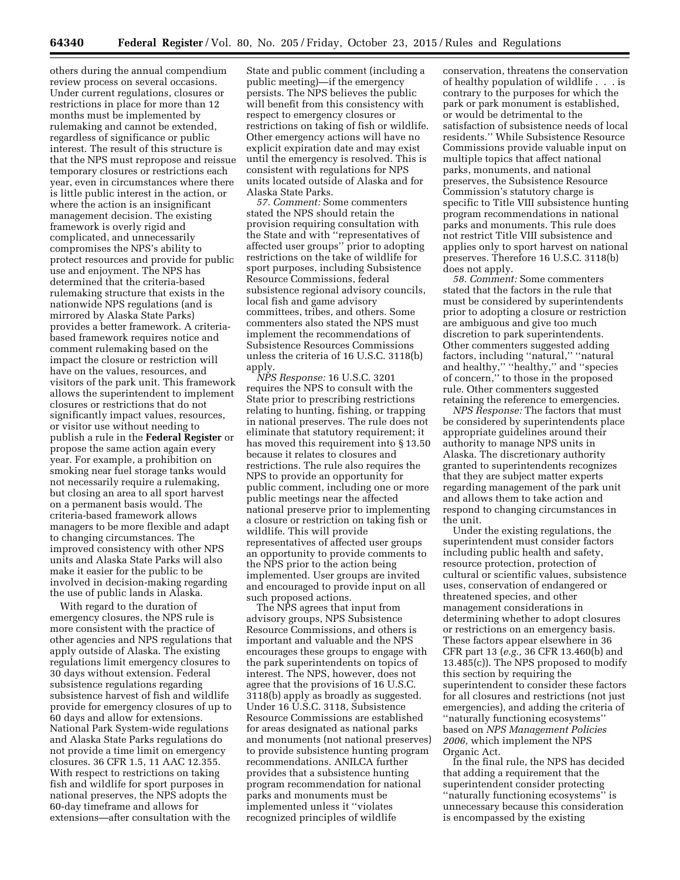others during the annual compendium review process on several occasions. Under current regulations, closures or restrictions in place for more than 12 months must be implemented by rulemaking and cannot be extended, regardless of significance or public interest. The result of this structure is that the NPS must repropose and reissue temporary closures or restrictions each year, even in circumstances where there is little public interest in the action, or where the action is an insignificant management decision. The existing framework is overly rigid and complicated, and unnecessarily compromises the NPS's ability to protect resources and provide for public use and enjoyment. The NPS has determined that the criteria-based rulemaking structure that exists in the nationwide NPS regulations (and is mirrored by Alaska State Parks) provides a better framework. A criteria-based framework requires notice and comment rulemaking based on the impact the closure or restriction will have on the values, resources, and visitors of the park unit. This framework allows the superintendent to implement closures or restrictions that do not significantly impact values, resources, or visitor use without needing to publish a rule in the **Federal Register** or propose the same action again every year. For example, a prohibition on smoking near fuel storage tanks would not necessarily require a rulemaking, but closing an area to all sport harvest on a permanent basis would. The criteria-based framework allows managers to be more flexible and adapt to changing circumstances. The improved consistency with other NPS units and Alaska State Parks will also make it easier for the public to be involved in decision-making regarding the use of public lands in Alaska.

With regard to the duration of emergency closures, the NPS rule is more consistent with the practice of other agencies and NPS regulations that apply outside of Alaska. The existing regulations limit emergency closures to 30 days without extension. Federal subsistence regulations regarding subsistence harvest of fish and wildlife provide for emergency closures of up to 60 days and allow for extensions. National Park System-wide regulations and Alaska State Parks regulations do not provide a time limit on emergency closures. 36 CFR 1.5, 11 AAC 12.355. With respect to restrictions on taking fish and wildlife for sport purposes in national preserves, the NPS adopts the 60-day timeframe and allows for extensions—after consultation with the State and public comment (including a public meeting)—if the emergency persists. The NPS believes the public will benefit from this consistency with respect to emergency closures or restrictions on taking of fish or wildlife. Other emergency actions will have no explicit expiration date and may exist until the emergency is resolved. This is consistent with regulations for NPS units located outside of Alaska and for Alaska State Parks.

*57. Comment:* Some commenters stated the NPS should retain the provision requiring consultation with the State and with ''representatives of affected user groups'' prior to adopting restrictions on the take of wildlife for sport purposes, including Subsistence Resource Commissions, federal subsistence regional advisory councils, local fish and game advisory committees, tribes, and others. Some commenters also stated the NPS must implement the recommendations of Subsistence Resources Commissions unless the criteria of 16 U.S.C. 3118(b) apply.

*NPS Response:* 16 U.S.C. 3201 requires the NPS to consult with the State prior to prescribing restrictions relating to hunting, fishing, or trapping in national preserves. The rule does not eliminate that statutory requirement; it has moved this requirement into § 13.50 because it relates to closures and restrictions. The rule also requires the NPS to provide an opportunity for public comment, including one or more public meetings near the affected national preserve prior to implementing a closure or restriction on taking fish or wildlife. This will provide representatives of affected user groups an opportunity to provide comments to the NPS prior to the action being implemented. User groups are invited and encouraged to provide input on all such proposed actions.

The NPS agrees that input from advisory groups, NPS Subsistence Resource Commissions, and others is important and valuable and the NPS encourages these groups to engage with the park superintendents on topics of interest. The NPS, however, does not agree that the provisions of 16 U.S.C. 3118(b) apply as broadly as suggested. Under 16 U.S.C. 3118, Subsistence Resource Commissions are established for areas designated as national parks and monuments (not national preserves) to provide subsistence hunting program recommendations. ANILCA further provides that a subsistence hunting program recommendation for national parks and monuments must be implemented unless it ''violates recognized principles of wildlife conservation, threatens the conservation of healthy population of wildlife . . . is contrary to the purposes for which the park or park monument is established, or would be detrimental to the satisfaction of subsistence needs of local residents.'' While Subsistence Resource Commissions provide valuable input on multiple topics that affect national parks, monuments, and national preserves, the Subsistence Resource Commission's statutory charge is specific to Title VIII subsistence hunting program recommendations in national parks and monuments. This rule does not restrict Title VIII subsistence and applies only to sport harvest on national preserves. Therefore 16 U.S.C. 3118(b) does not apply.

*58. Comment:* Some commenters stated that the factors in the rule that must be considered by superintendents prior to adopting a closure or restriction are ambiguous and give too much discretion to park superintendents. Other commenters suggested adding factors, including ''natural,'' ''natural and healthy,'' ''healthy,'' and ''species of concern,'' to those in the proposed rule. Other commenters suggested retaining the reference to emergencies.

*NPS Response:* The factors that must be considered by superintendents place appropriate guidelines around their authority to manage NPS units in Alaska. The discretionary authority granted to superintendents recognizes that they are subject matter experts regarding management of the park unit and allows them to take action and respond to changing circumstances in the unit.

Under the existing regulations, the superintendent must consider factors including public health and safety, resource protection, protection of cultural or scientific values, subsistence uses, conservation of endangered or threatened species, and other management considerations in determining whether to adopt closures or restrictions on an emergency basis. These factors appear elsewhere in 36 CFR part 13 (*e.g.,* 36 CFR 13.460(b) and 13.485(c)). The NPS proposed to modify this section by requiring the superintendent to consider these factors for all closures and restrictions (not just emergencies), and adding the criteria of ''naturally functioning ecosystems'' based on *NPS Management Policies 2006,* which implement the NPS Organic Act.

In the final rule, the NPS has decided that adding a requirement that the superintendent consider protecting ''naturally functioning ecosystems'' is unnecessary because this consideration is encompassed by the existing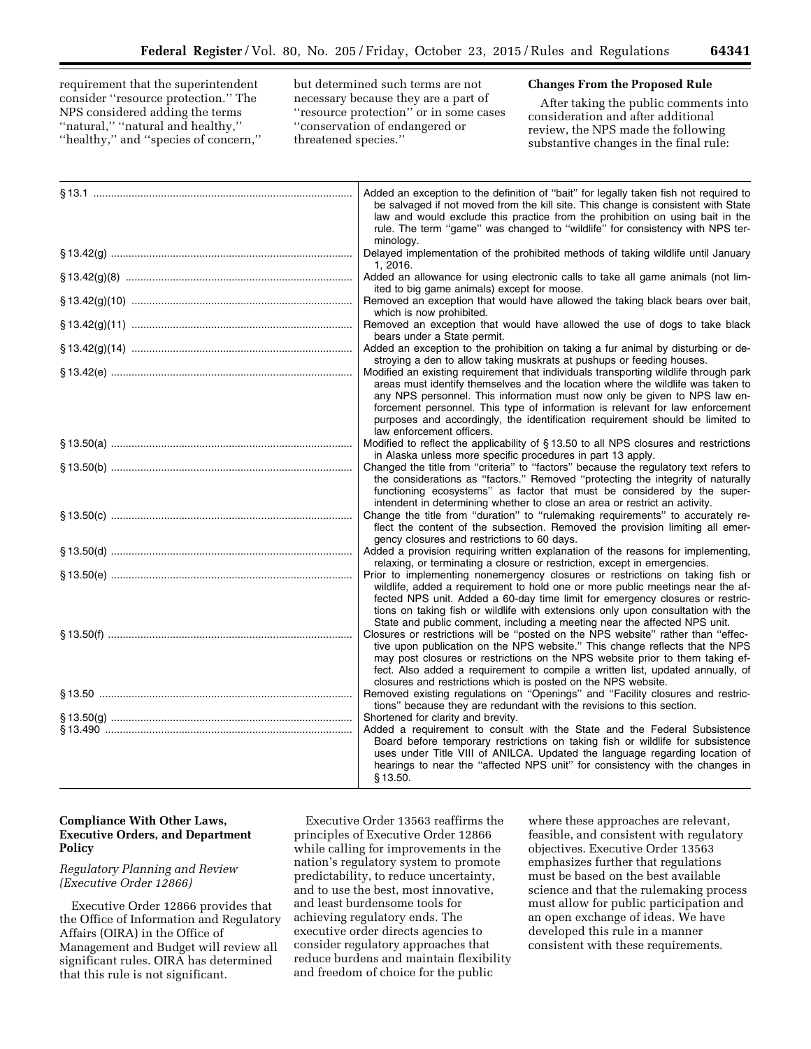requirement that the superintendent consider "resource protection." The NPS considered adding the terms "natural," "natural and healthy," "healthy," and "species of concern," but determined such terms are not necessary because they are a part of "resource protection" or in some cases "conservation of endangered or threatened species."

### Changes From the Proposed Rule

After taking the public comments into consideration and after additional review, the NPS made the following substantive changes in the final rule:

| | |
|---|---|
| § 13.1 | Added an exception to the definition of "bait" for legally taken fish not required to be salvaged if not moved from the kill site. This change is consistent with State law and would exclude this practice from the prohibition on using bait in the rule. The term "game" was changed to "wildlife" for consistency with NPS terminology. |
| § 13.42(g) | Delayed implementation of the prohibited methods of taking wildlife until January 1, 2016. |
| § 13.42(g)(8) | Added an allowance for using electronic calls to take all game animals (not limited to big game animals) except for moose. |
| § 13.42(g)(10) | Removed an exception that would have allowed the taking black bears over bait, which is now prohibited. |
| § 13.42(g)(11) | Removed an exception that would have allowed the use of dogs to take black bears under a State permit. |
| § 13.42(g)(14) | Added an exception to the prohibition on taking a fur animal by disturbing or destroying a den to allow taking muskrats at pushups or feeding houses. |
| § 13.42(e) | Modified an existing requirement that individuals transporting wildlife through park areas must identify themselves and the location where the wildlife was taken to any NPS personnel. This information must now only be given to NPS law enforcement personnel. This type of information is relevant for law enforcement purposes and accordingly, the identification requirement should be limited to law enforcement officers. |
| § 13.50(a) | Modified to reflect the applicability of § 13.50 to all NPS closures and restrictions in Alaska unless more specific procedures in part 13 apply. |
| § 13.50(b) | Changed the title from "criteria" to "factors" because the regulatory text refers to the considerations as "factors." Removed "protecting the integrity of naturally functioning ecosystems" as factor that must be considered by the superintendent in determining whether to close an area or restrict an activity. |
| § 13.50(c) | Change the title from "duration" to "rulemaking requirements" to accurately reflect the content of the subsection. Removed the provision limiting all emergency closures and restrictions to 60 days. |
| § 13.50(d) | Added a provision requiring written explanation of the reasons for implementing, relaxing, or terminating a closure or restriction, except in emergencies. |
| § 13.50(e) | Prior to implementing nonemergency closures or restrictions on taking fish or wildlife, added a requirement to hold one or more public meetings near the affected NPS unit. Added a 60-day time limit for emergency closures or restrictions on taking fish or wildlife with extensions only upon consultation with the State and public comment, including a meeting near the affected NPS unit. |
| § 13.50(f) | Closures or restrictions will be "posted on the NPS website" rather than "effective upon publication on the NPS website." This change reflects that the NPS may post closures or restrictions on the NPS website prior to them taking effect. Also added a requirement to compile a written list, updated annually, of closures and restrictions which is posted on the NPS website. |
| § 13.50 | Removed existing regulations on "Openings" and "Facility closures and restrictions" because they are redundant with the revisions to this section. |
| § 13.50(g) | Shortened for clarity and brevity. |
| § 13.490 | Added a requirement to consult with the State and the Federal Subsistence Board before temporary restrictions on taking fish or wildlife for subsistence uses under Title VIII of ANILCA. Updated the language regarding location of hearings to near the "affected NPS unit" for consistency with the changes in § 13.50. |

## Compliance With Other Laws, Executive Orders, and Department Policy

### *Regulatory Planning and Review (Executive Order 12866)*

Executive Order 12866 provides that the Office of Information and Regulatory Affairs (OIRA) in the Office of Management and Budget will review all significant rules. OIRA has determined that this rule is not significant.

Executive Order 13563 reaffirms the principles of Executive Order 12866 while calling for improvements in the nation's regulatory system to promote predictability, to reduce uncertainty, and to use the best, most innovative, and least burdensome tools for achieving regulatory ends. The executive order directs agencies to consider regulatory approaches that reduce burdens and maintain flexibility and freedom of choice for the public where these approaches are relevant, feasible, and consistent with regulatory objectives. Executive Order 13563 emphasizes further that regulations must be based on the best available science and that the rulemaking process must allow for public participation and an open exchange of ideas. We have developed this rule in a manner consistent with these requirements.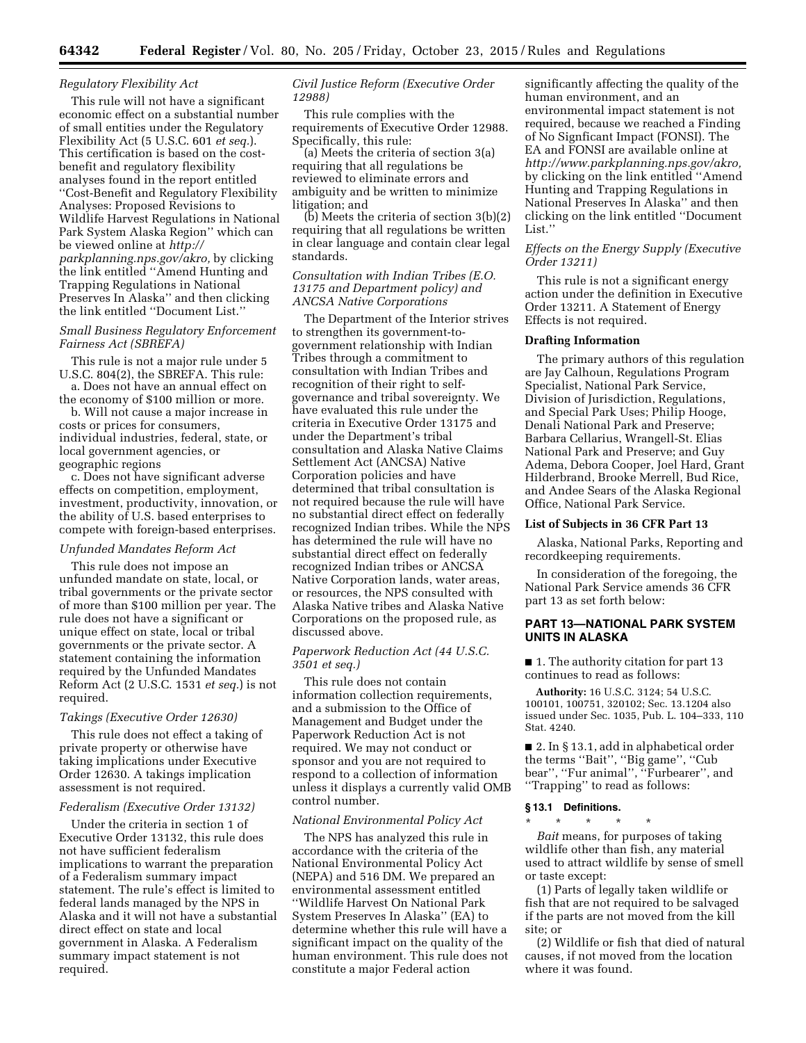*Regulatory Flexibility Act*

This rule will not have a significant economic effect on a substantial number of small entities under the Regulatory Flexibility Act (5 U.S.C. 601 *et seq.*). This certification is based on the cost-benefit and regulatory flexibility analyses found in the report entitled ''Cost-Benefit and Regulatory Flexibility Analyses: Proposed Revisions to Wildlife Harvest Regulations in National Park System Alaska Region'' which can be viewed online at *http://parkplanning.nps.gov/akro,* by clicking the link entitled ''Amend Hunting and Trapping Regulations in National Preserves In Alaska'' and then clicking the link entitled ''Document List.''

*Small Business Regulatory Enforcement Fairness Act (SBREFA)*

This rule is not a major rule under 5 U.S.C. 804(2), the SBREFA. This rule:

a. Does not have an annual effect on the economy of $100 million or more.

b. Will not cause a major increase in costs or prices for consumers, individual industries, federal, state, or local government agencies, or geographic regions

c. Does not have significant adverse effects on competition, employment, investment, productivity, innovation, or the ability of U.S. based enterprises to compete with foreign-based enterprises.

*Unfunded Mandates Reform Act*

This rule does not impose an unfunded mandate on state, local, or tribal governments or the private sector of more than $100 million per year. The rule does not have a significant or unique effect on state, local or tribal governments or the private sector. A statement containing the information required by the Unfunded Mandates Reform Act (2 U.S.C. 1531 *et seq.*) is not required.

*Takings (Executive Order 12630)*

This rule does not effect a taking of private property or otherwise have taking implications under Executive Order 12630. A takings implication assessment is not required.

*Federalism (Executive Order 13132)*

Under the criteria in section 1 of Executive Order 13132, this rule does not have sufficient federalism implications to warrant the preparation of a Federalism summary impact statement. The rule's effect is limited to federal lands managed by the NPS in Alaska and it will not have a substantial direct effect on state and local government in Alaska. A Federalism summary impact statement is not required.

*Civil Justice Reform (Executive Order 12988)*

This rule complies with the requirements of Executive Order 12988. Specifically, this rule:

(a) Meets the criteria of section 3(a) requiring that all regulations be reviewed to eliminate errors and ambiguity and be written to minimize litigation; and

(b) Meets the criteria of section 3(b)(2) requiring that all regulations be written in clear language and contain clear legal standards.

*Consultation with Indian Tribes (E.O. 13175 and Department policy) and ANCSA Native Corporations*

The Department of the Interior strives to strengthen its government-to-government relationship with Indian Tribes through a commitment to consultation with Indian Tribes and recognition of their right to self-governance and tribal sovereignty. We have evaluated this rule under the criteria in Executive Order 13175 and under the Department's tribal consultation and Alaska Native Claims Settlement Act (ANCSA) Native Corporation policies and have determined that tribal consultation is not required because the rule will have no substantial direct effect on federally recognized Indian tribes. While the NPS has determined the rule will have no substantial direct effect on federally recognized Indian tribes or ANCSA Native Corporation lands, water areas, or resources, the NPS consulted with Alaska Native tribes and Alaska Native Corporations on the proposed rule, as discussed above.

*Paperwork Reduction Act (44 U.S.C. 3501 et seq.)*

This rule does not contain information collection requirements, and a submission to the Office of Management and Budget under the Paperwork Reduction Act is not required. We may not conduct or sponsor and you are not required to respond to a collection of information unless it displays a currently valid OMB control number.

*National Environmental Policy Act*

The NPS has analyzed this rule in accordance with the criteria of the National Environmental Policy Act (NEPA) and 516 DM. We prepared an environmental assessment entitled ''Wildlife Harvest On National Park System Preserves In Alaska'' (EA) to determine whether this rule will have a significant impact on the quality of the human environment. This rule does not constitute a major Federal action significantly affecting the quality of the human environment, and an environmental impact statement is not required, because we reached a Finding of No Signficant Impact (FONSI). The EA and FONSI are available online at *http://www.parkplanning.nps.gov/akro,* by clicking on the link entitled ''Amend Hunting and Trapping Regulations in National Preserves In Alaska'' and then clicking on the link entitled ''Document List.''

*Effects on the Energy Supply (Executive Order 13211)*

This rule is not a significant energy action under the definition in Executive Order 13211. A Statement of Energy Effects is not required.

**Drafting Information**

The primary authors of this regulation are Jay Calhoun, Regulations Program Specialist, National Park Service, Division of Jurisdiction, Regulations, and Special Park Uses; Philip Hooge, Denali National Park and Preserve; Barbara Cellarius, Wrangell-St. Elias National Park and Preserve; and Guy Adema, Debora Cooper, Joel Hard, Grant Hilderbrand, Brooke Merrell, Bud Rice, and Andee Sears of the Alaska Regional Office, National Park Service.

**List of Subjects in 36 CFR Part 13**

Alaska, National Parks, Reporting and recordkeeping requirements.

In consideration of the foregoing, the National Park Service amends 36 CFR part 13 as set forth below:

## PART 13—NATIONAL PARK SYSTEM UNITS IN ALASKA

■ 1. The authority citation for part 13 continues to read as follows:

**Authority:** 16 U.S.C. 3124; 54 U.S.C. 100101, 100751, 320102; Sec. 13.1204 also issued under Sec. 1035, Pub. L. 104–333, 110 Stat. 4240.

■ 2. In § 13.1, add in alphabetical order the terms ''Bait'', ''Big game'', ''Cub bear'', ''Fur animal'', ''Furbearer'', and ''Trapping'' to read as follows:

### § 13.1 Definitions.

\* \* \* \* \*

*Bait* means, for purposes of taking wildlife other than fish, any material used to attract wildlife by sense of smell or taste except:

(1) Parts of legally taken wildlife or fish that are not required to be salvaged if the parts are not moved from the kill site; or

(2) Wildlife or fish that died of natural causes, if not moved from the location where it was found.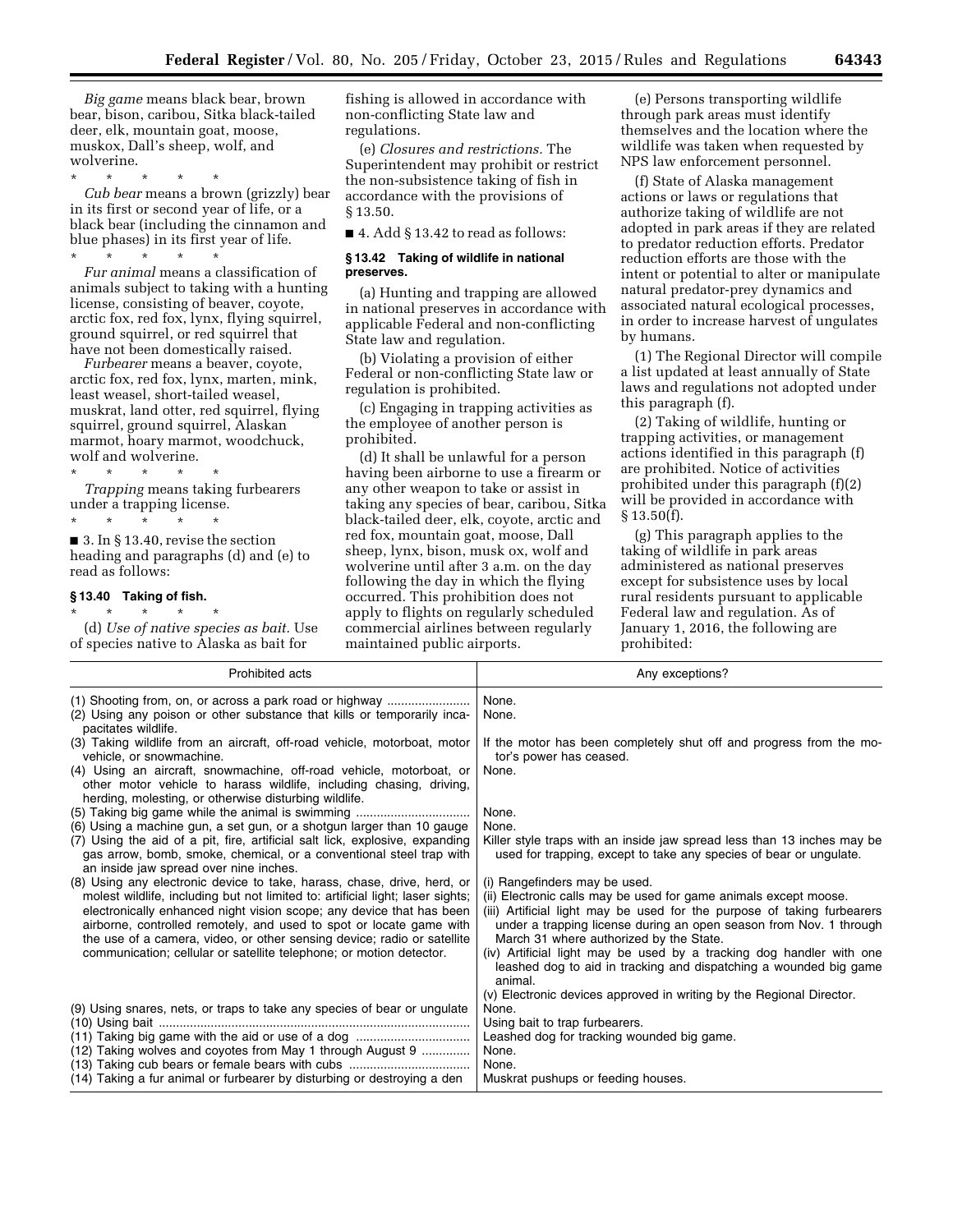*Big game* means black bear, brown bear, bison, caribou, Sitka black-tailed deer, elk, mountain goat, moose, muskox, Dall's sheep, wolf, and wolverine.

\* \* \* \* \*

*Cub bear* means a brown (grizzly) bear in its first or second year of life, or a black bear (including the cinnamon and blue phases) in its first year of life.

\* \* \* \* \*

*Fur animal* means a classification of animals subject to taking with a hunting license, consisting of beaver, coyote, arctic fox, red fox, lynx, flying squirrel, ground squirrel, or red squirrel that have not been domestically raised.

*Furbearer* means a beaver, coyote, arctic fox, red fox, lynx, marten, mink, least weasel, short-tailed weasel, muskrat, land otter, red squirrel, flying squirrel, ground squirrel, Alaskan marmot, hoary marmot, woodchuck, wolf and wolverine.

\* \* \* \* \*

*Trapping* means taking furbearers under a trapping license.

\* \* \* \* \*

■ 3. In § 13.40, revise the section heading and paragraphs (d) and (e) to read as follows:

**§ 13.40 Taking of fish.**

\* \* \* \* \*

(d) *Use of native species as bait.* Use of species native to Alaska as bait for fishing is allowed in accordance with non-conflicting State law and regulations.

(e) *Closures and restrictions.* The Superintendent may prohibit or restrict the non-subsistence taking of fish in accordance with the provisions of § 13.50.

■ 4. Add § 13.42 to read as follows:

**§ 13.42 Taking of wildlife in national preserves.**

(a) Hunting and trapping are allowed in national preserves in accordance with applicable Federal and non-conflicting State law and regulation.

(b) Violating a provision of either Federal or non-conflicting State law or regulation is prohibited.

(c) Engaging in trapping activities as the employee of another person is prohibited.

(d) It shall be unlawful for a person having been airborne to use a firearm or any other weapon to take or assist in taking any species of bear, caribou, Sitka black-tailed deer, elk, coyote, arctic and red fox, mountain goat, moose, Dall sheep, lynx, bison, musk ox, wolf and wolverine until after 3 a.m. on the day following the day in which the flying occurred. This prohibition does not apply to flights on regularly scheduled commercial airlines between regularly maintained public airports.

(e) Persons transporting wildlife through park areas must identify themselves and the location where the wildlife was taken when requested by NPS law enforcement personnel.

(f) State of Alaska management actions or laws or regulations that authorize taking of wildlife are not adopted in park areas if they are related to predator reduction efforts. Predator reduction efforts are those with the intent or potential to alter or manipulate natural predator-prey dynamics and associated natural ecological processes, in order to increase harvest of ungulates by humans.

(1) The Regional Director will compile a list updated at least annually of State laws and regulations not adopted under this paragraph (f).

(2) Taking of wildlife, hunting or trapping activities, or management actions identified in this paragraph (f) are prohibited. Notice of activities prohibited under this paragraph (f)(2) will be provided in accordance with § 13.50(f).

(g) This paragraph applies to the taking of wildlife in park areas administered as national preserves except for subsistence uses by local rural residents pursuant to applicable Federal law and regulation. As of January 1, 2016, the following are prohibited:

| Prohibited acts | Any exceptions? |
|---|---|
| (1) Shooting from, on, or across a park road or highway | None. |
| (2) Using any poison or other substance that kills or temporarily incapacitates wildlife. | None. |
| (3) Taking wildlife from an aircraft, off-road vehicle, motorboat, motor vehicle, or snowmachine. | If the motor has been completely shut off and progress from the motor's power has ceased. |
| (4) Using an aircraft, snowmachine, off-road vehicle, motorboat, or other motor vehicle to harass wildlife, including chasing, driving, herding, molesting, or otherwise disturbing wildlife. | None. |
| (5) Taking big game while the animal is swimming | None. |
| (6) Using a machine gun, a set gun, or a shotgun larger than 10 gauge | None. |
| (7) Using the aid of a pit, fire, artificial salt lick, explosive, expanding gas arrow, bomb, smoke, chemical, or a conventional steel trap with an inside jaw spread over nine inches. | Killer style traps with an inside jaw spread less than 13 inches may be used for trapping, except to take any species of bear or ungulate. |
| (8) Using any electronic device to take, harass, chase, drive, herd, or molest wildlife, including but not limited to: artificial light; laser sights; electronically enhanced night vision scope; any device that has been airborne, controlled remotely, and used to spot or locate game with the use of a camera, video, or other sensing device; radio or satellite communication; cellular or satellite telephone; or motion detector. | (i) Rangefinders may be used.<br>(ii) Electronic calls may be used for game animals except moose.<br>(iii) Artificial light may be used for the purpose of taking furbearers under a trapping license during an open season from Nov. 1 through March 31 where authorized by the State.<br>(iv) Artificial light may be used by a tracking dog handler with one leashed dog to aid in tracking and dispatching a wounded big game animal.<br>(v) Electronic devices approved in writing by the Regional Director. |
| (9) Using snares, nets, or traps to take any species of bear or ungulate | None. |
| (10) Using bait | Using bait to trap furbearers. |
| (11) Taking big game with the aid or use of a dog | Leashed dog for tracking wounded big game. |
| (12) Taking wolves and coyotes from May 1 through August 9 | None. |
| (13) Taking cub bears or female bears with cubs | None. |
| (14) Taking a fur animal or furbearer by disturbing or destroying a den | Muskrat pushups or feeding houses. |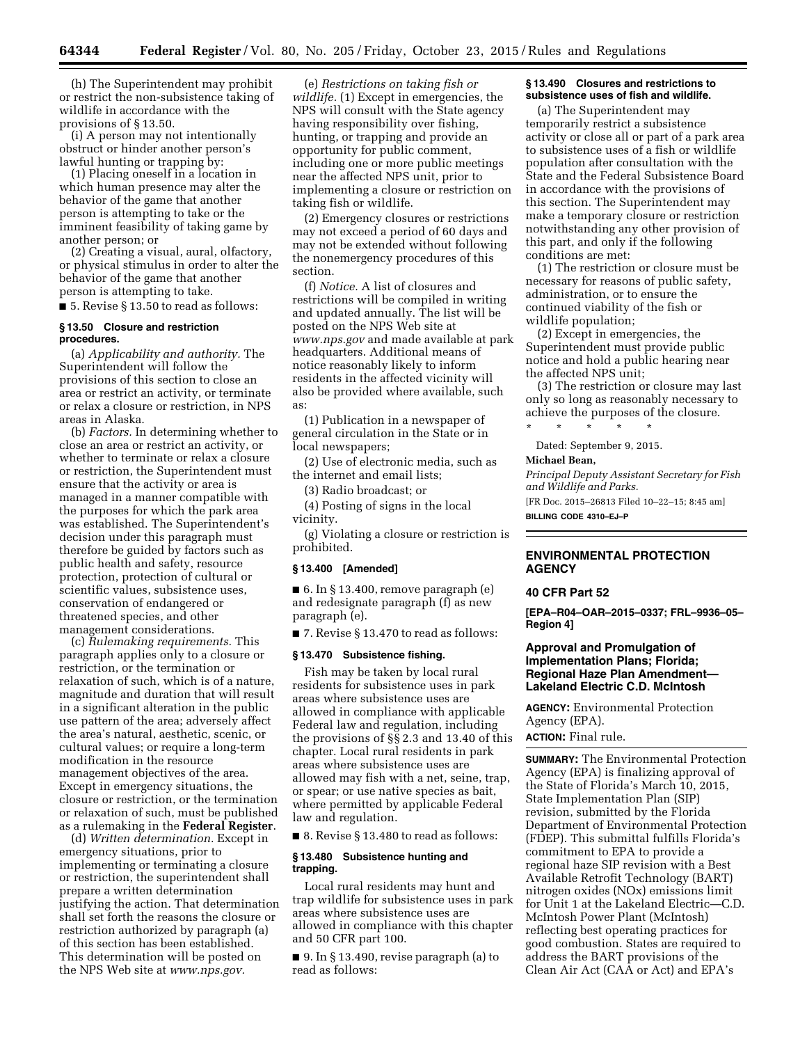(h) The Superintendent may prohibit or restrict the non-subsistence taking of wildlife in accordance with the provisions of § 13.50.

(i) A person may not intentionally obstruct or hinder another person's lawful hunting or trapping by:

(1) Placing oneself in a location in which human presence may alter the behavior of the game that another person is attempting to take or the imminent feasibility of taking game by another person; or

(2) Creating a visual, aural, olfactory, or physical stimulus in order to alter the behavior of the game that another person is attempting to take.

■ 5. Revise § 13.50 to read as follows:

#### § 13.50 Closure and restriction procedures.

(a) *Applicability and authority.* The Superintendent will follow the provisions of this section to close an area or restrict an activity, or terminate or relax a closure or restriction, in NPS areas in Alaska.

(b) *Factors.* In determining whether to close an area or restrict an activity, or whether to terminate or relax a closure or restriction, the Superintendent must ensure that the activity or area is managed in a manner compatible with the purposes for which the park area was established. The Superintendent's decision under this paragraph must therefore be guided by factors such as public health and safety, resource protection, protection of cultural or scientific values, subsistence uses, conservation of endangered or threatened species, and other management considerations.

(c) *Rulemaking requirements.* This paragraph applies only to a closure or restriction, or the termination or relaxation of such, which is of a nature, magnitude and duration that will result in a significant alteration in the public use pattern of the area; adversely affect the area's natural, aesthetic, scenic, or cultural values; or require a long-term modification in the resource management objectives of the area. Except in emergency situations, the closure or restriction, or the termination or relaxation of such, must be published as a rulemaking in the **Federal Register**.

(d) *Written determination.* Except in emergency situations, prior to implementing or terminating a closure or restriction, the superintendent shall prepare a written determination justifying the action. That determination shall set forth the reasons the closure or restriction authorized by paragraph (a) of this section has been established. This determination will be posted on the NPS Web site at *www.nps.gov.*

(e) *Restrictions on taking fish or wildlife.* (1) Except in emergencies, the NPS will consult with the State agency having responsibility over fishing, hunting, or trapping and provide an opportunity for public comment, including one or more public meetings near the affected NPS unit, prior to implementing a closure or restriction on taking fish or wildlife.

(2) Emergency closures or restrictions may not exceed a period of 60 days and may not be extended without following the nonemergency procedures of this section.

(f) *Notice.* A list of closures and restrictions will be compiled in writing and updated annually. The list will be posted on the NPS Web site at *www.nps.gov* and made available at park headquarters. Additional means of notice reasonably likely to inform residents in the affected vicinity will also be provided where available, such as:

(1) Publication in a newspaper of general circulation in the State or in local newspapers;

(2) Use of electronic media, such as the internet and email lists;

(3) Radio broadcast; or

(4) Posting of signs in the local vicinity.

(g) Violating a closure or restriction is prohibited.

#### § 13.400 [Amended]

■ 6. In § 13.400, remove paragraph (e) and redesignate paragraph (f) as new paragraph (e).

■ 7. Revise § 13.470 to read as follows:

#### § 13.470 Subsistence fishing.

Fish may be taken by local rural residents for subsistence uses in park areas where subsistence uses are allowed in compliance with applicable Federal law and regulation, including the provisions of §§ 2.3 and 13.40 of this chapter. Local rural residents in park areas where subsistence uses are allowed may fish with a net, seine, trap, or spear; or use native species as bait, where permitted by applicable Federal law and regulation.

■ 8. Revise § 13.480 to read as follows:

#### § 13.480 Subsistence hunting and trapping.

Local rural residents may hunt and trap wildlife for subsistence uses in park areas where subsistence uses are allowed in compliance with this chapter and 50 CFR part 100.

■ 9. In § 13.490, revise paragraph (a) to read as follows:

#### § 13.490 Closures and restrictions to subsistence uses of fish and wildlife.

(a) The Superintendent may temporarily restrict a subsistence activity or close all or part of a park area to subsistence uses of a fish or wildlife population after consultation with the State and the Federal Subsistence Board in accordance with the provisions of this section. The Superintendent may make a temporary closure or restriction notwithstanding any other provision of this part, and only if the following conditions are met:

(1) The restriction or closure must be necessary for reasons of public safety, administration, or to ensure the continued viability of the fish or wildlife population;

(2) Except in emergencies, the Superintendent must provide public notice and hold a public hearing near the affected NPS unit;

(3) The restriction or closure may last only so long as reasonably necessary to achieve the purposes of the closure.

\* \* \* \* \*

Dated: September 9, 2015.

**Michael Bean,**

*Principal Deputy Assistant Secretary for Fish and Wildlife and Parks.*

[FR Doc. 2015–26813 Filed 10–22–15; 8:45 am]

**BILLING CODE 4310–EJ–P**

---

## ENVIRONMENTAL PROTECTION AGENCY

### 40 CFR Part 52

**[EPA–R04–OAR–2015–0337; FRL–9936–05–Region 4]**

### Approval and Promulgation of Implementation Plans; Florida; Regional Haze Plan Amendment—Lakeland Electric C.D. McIntosh

**AGENCY:** Environmental Protection Agency (EPA).

**ACTION:** Final rule.

**SUMMARY:** The Environmental Protection Agency (EPA) is finalizing approval of the State of Florida's March 10, 2015, State Implementation Plan (SIP) revision, submitted by the Florida Department of Environmental Protection (FDEP). This submittal fulfills Florida's commitment to EPA to provide a regional haze SIP revision with a Best Available Retrofit Technology (BART) nitrogen oxides (NOx) emissions limit for Unit 1 at the Lakeland Electric—C.D. McIntosh Power Plant (McIntosh) reflecting best operating practices for good combustion. States are required to address the BART provisions of the Clean Air Act (CAA or Act) and EPA's